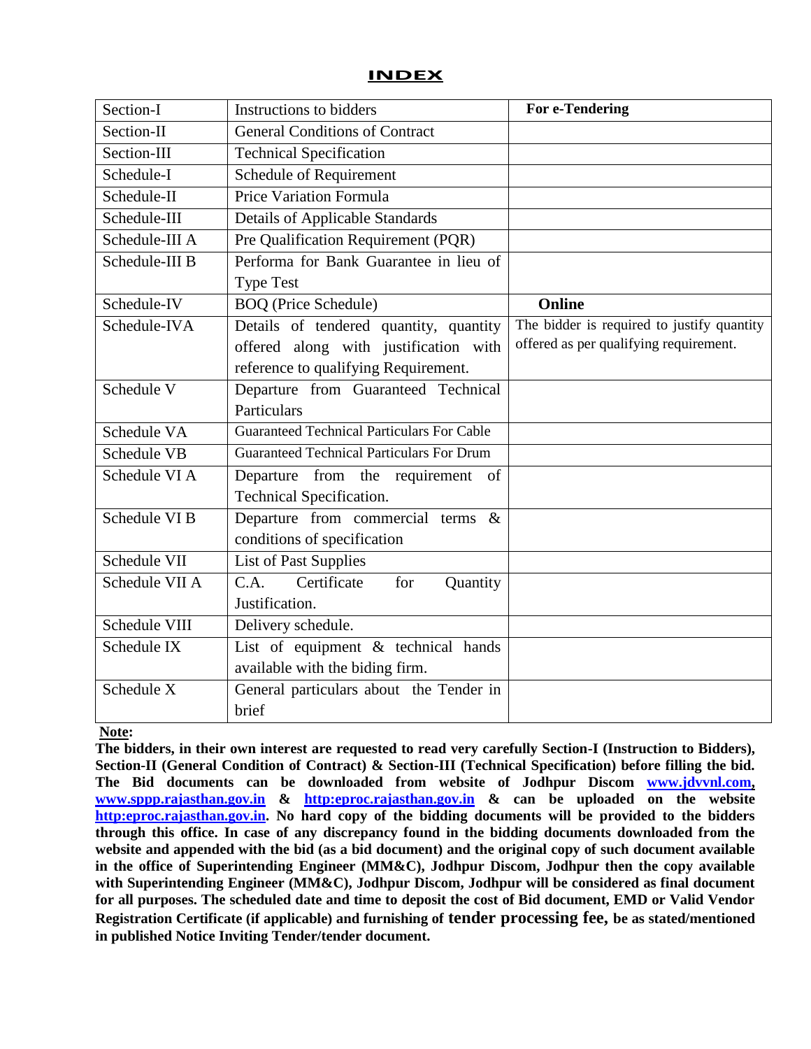# INDEX

| Section-I | Instructions to bidders | **For e-Tendering** |
|---|---|---|
| Section-II | General Conditions of Contract | |
| Section-III | Technical Specification | |
| Schedule-I | Schedule of Requirement | |
| Schedule-II | Price Variation Formula | |
| Schedule-III | Details of Applicable Standards | |
| Schedule-III A | Pre Qualification Requirement (PQR) | |
| Schedule-III B | Performa for Bank Guarantee in lieu of Type Test | |
| Schedule-IV | BOQ (Price Schedule) | **Online** |
| Schedule-IVA | Details of tendered quantity, quantity offered along with justification with reference to qualifying Requirement. | The bidder is required to justify quantity offered as per qualifying requirement. |
| Schedule V | Departure from Guaranteed Technical Particulars | |
| Schedule VA | Guaranteed Technical Particulars For Cable | |
| Schedule VB | Guaranteed Technical Particulars For Drum | |
| Schedule VI A | Departure from the requirement of Technical Specification. | |
| Schedule VI B | Departure from commercial terms & conditions of specification | |
| Schedule VII | List of Past Supplies | |
| Schedule VII A | C.A. Certificate for Quantity Justification. | |
| Schedule VIII | Delivery schedule. | |
| Schedule IX | List of equipment & technical hands available with the biding firm. | |
| Schedule X | General particulars about the Tender in brief | |

**Note:**

**The bidders, in their own interest are requested to read very carefully Section-I (Instruction to Bidders), Section-II (General Condition of Contract) & Section-III (Technical Specification) before filling the bid. The Bid documents can be downloaded from website of Jodhpur Discom www.jdvvnl.com, www.sppp.rajasthan.gov.in & http:eproc.rajasthan.gov.in & can be uploaded on the website http:eproc.rajasthan.gov.in. No hard copy of the bidding documents will be provided to the bidders through this office. In case of any discrepancy found in the bidding documents downloaded from the website and appended with the bid (as a bid document) and the original copy of such document available in the office of Superintending Engineer (MM&C), Jodhpur Discom, Jodhpur then the copy available with Superintending Engineer (MM&C), Jodhpur Discom, Jodhpur will be considered as final document for all purposes. The scheduled date and time to deposit the cost of Bid document, EMD or Valid Vendor Registration Certificate (if applicable) and furnishing of tender processing fee, be as stated/mentioned in published Notice Inviting Tender/tender document.**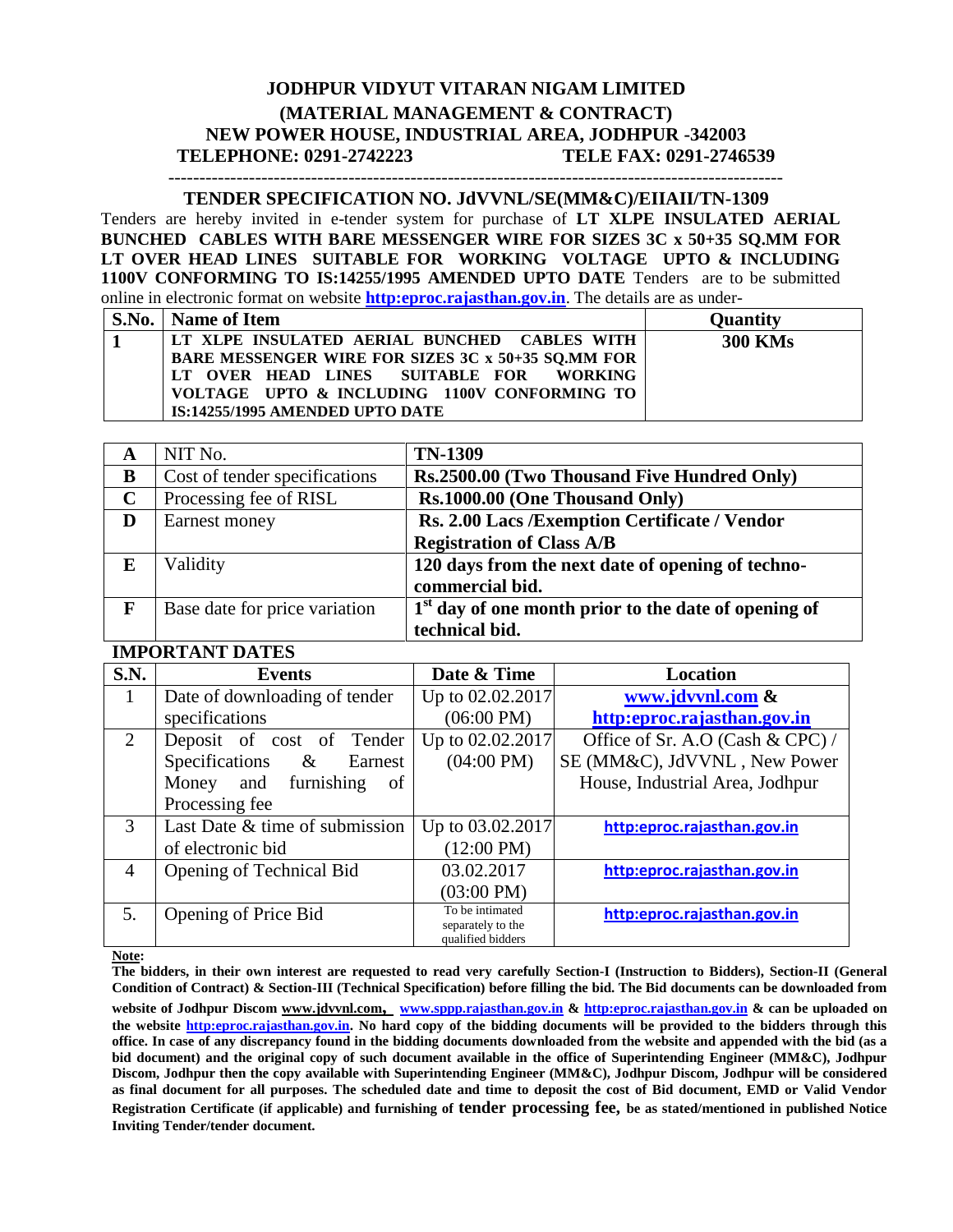# JODHPUR VIDYUT VITARAN NIGAM LIMITED
## (MATERIAL MANAGEMENT & CONTRACT)
## NEW POWER HOUSE, INDUSTRIAL AREA, JODHPUR -342008
**TELEPHONE: 0291-2742223 TELE FAX: 0291-2746539**

---

**TENDER SPECIFICATION NO. JdVVNL/SE(MM&C)/EIIAII/TN-1309**

Tenders are hereby invited in e-tender system for purchase of **LT XLPE INSULATED AERIAL BUNCHED CABLES WITH BARE MESSENGER WIRE FOR SIZES 3C x 50+35 SQ.MM FOR LT OVER HEAD LINES SUITABLE FOR WORKING VOLTAGE UPTO & INCLUDING 1100V CONFORMING TO IS:14255/1995 AMENDED UPTO DATE** Tenders are to be submitted online in electronic format on website **http:eproc.rajasthan.gov.in**. The details are as under-

| S.No. | Name of Item | Quantity |
|---|---|---|
| 1 | **LT XLPE INSULATED AERIAL BUNCHED CABLES WITH BARE MESSENGER WIRE FOR SIZES 3C x 50+35 SQ.MM FOR LT OVER HEAD LINES SUITABLE FOR WORKING VOLTAGE UPTO & INCLUDING 1100V CONFORMING TO IS:14255/1995 AMENDED UPTO DATE** | **300 KMs** |

| | | |
|---|---|---|
| **A** | NIT No. | **TN-1309** |
| **B** | Cost of tender specifications | **Rs.2500.00 (Two Thousand Five Hundred Only)** |
| **C** | Processing fee of RISL | **Rs.1000.00 (One Thousand Only)** |
| **D** | Earnest money | **Rs. 2.00 Lacs /Exemption Certificate / Vendor Registration of Class A/B** |
| **E** | Validity | **120 days from the next date of opening of techno-commercial bid.** |
| **F** | Base date for price variation | **1st day of one month prior to the date of opening of technical bid.** |

**IMPORTANT DATES**

| S.N. | Events | Date & Time | Location |
|---|---|---|---|
| 1 | Date of downloading of tender specifications | Up to 02.02.2017 (06:00 PM) | **www.jdvvnl.com & http:eproc.rajasthan.gov.in** |
| 2 | Deposit of cost of Tender Specifications & Earnest Money and furnishing of Processing fee | Up to 02.02.2017 (04:00 PM) | Office of Sr. A.O (Cash & CPC) / SE (MM&C), JdVVNL , New Power House, Industrial Area, Jodhpur |
| 3 | Last Date & time of submission of electronic bid | Up to 03.02.2017 (12:00 PM) | **http:eproc.rajasthan.gov.in** |
| 4 | Opening of Technical Bid | 03.02.2017 (03:00 PM) | **http:eproc.rajasthan.gov.in** |
| 5. | Opening of Price Bid | To be intimated separately to the qualified bidders | **http:eproc.rajasthan.gov.in** |

**Note:**

**The bidders, in their own interest are requested to read very carefully Section-I (Instruction to Bidders), Section-II (General Condition of Contract) & Section-III (Technical Specification) before filling the bid. The Bid documents can be downloaded from website of Jodhpur Discom www.jdvvnl.com, www.sppp.rajasthan.gov.in & http:eproc.rajasthan.gov.in & can be uploaded on the website http:eproc.rajasthan.gov.in. No hard copy of the bidding documents will be provided to the bidders through this office. In case of any discrepancy found in the bidding documents downloaded from the website and appended with the bid (as a bid document) and the original copy of such document available in the office of Superintending Engineer (MM&C), Jodhpur Discom, Jodhpur then the copy available with Superintending Engineer (MM&C), Jodhpur Discom, Jodhpur will be considered as final document for all purposes. The scheduled date and time to deposit the cost of Bid document, EMD or Valid Vendor Registration Certificate (if applicable) and furnishing of tender processing fee, be as stated/mentioned in published Notice Inviting Tender/tender document.**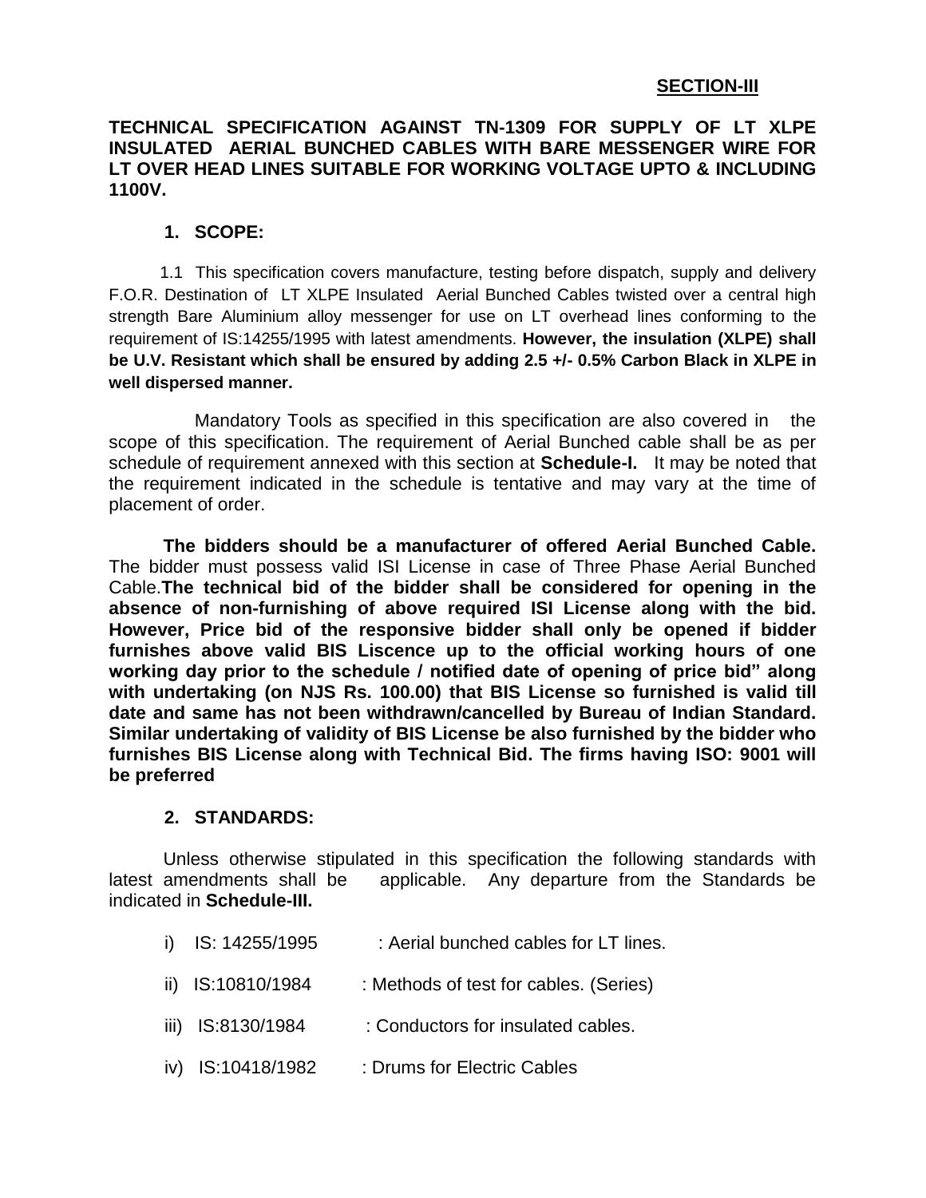**SECTION-III**

**TECHNICAL SPECIFICATION AGAINST TN-1309 FOR SUPPLY OF LT XLPE INSULATED AERIAL BUNCHED CABLES WITH BARE MESSENGER WIRE FOR LT OVER HEAD LINES SUITABLE FOR WORKING VOLTAGE UPTO & INCLUDING 1100V.**

## 1. SCOPE:

1.1 This specification covers manufacture, testing before dispatch, supply and delivery F.O.R. Destination of LT XLPE Insulated Aerial Bunched Cables twisted over a central high strength Bare Aluminium alloy messenger for use on LT overhead lines conforming to the requirement of IS:14255/1995 with latest amendments. **However, the insulation (XLPE) shall be U.V. Resistant which shall be ensured by adding 2.5 +/- 0.5% Carbon Black in XLPE in well dispersed manner.**

Mandatory Tools as specified in this specification are also covered in the scope of this specification. The requirement of Aerial Bunched cable shall be as per schedule of requirement annexed with this section at **Schedule-I.** It may be noted that the requirement indicated in the schedule is tentative and may vary at the time of placement of order.

**The bidders should be a manufacturer of offered Aerial Bunched Cable.** The bidder must possess valid ISI License in case of Three Phase Aerial Bunched Cable.**The technical bid of the bidder shall be considered for opening in the absence of non-furnishing of above required ISI License along with the bid. However, Price bid of the responsive bidder shall only be opened if bidder furnishes above valid BIS Liscence up to the official working hours of one working day prior to the schedule / notified date of opening of price bid" along with undertaking (on NJS Rs. 100.00) that BIS License so furnished is valid till date and same has not been withdrawn/cancelled by Bureau of Indian Standard. Similar undertaking of validity of BIS License be also furnished by the bidder who furnishes BIS License along with Technical Bid. The firms having ISO: 9001 will be preferred**

## 2. STANDARDS:

Unless otherwise stipulated in this specification the following standards with latest amendments shall be applicable. Any departure from the Standards be indicated in **Schedule-III.**

i) IS: 14255/1995 : Aerial bunched cables for LT lines.

ii) IS:10810/1984 : Methods of test for cables. (Series)

iii) IS:8130/1984 : Conductors for insulated cables.

iv) IS:10418/1982 : Drums for Electric Cables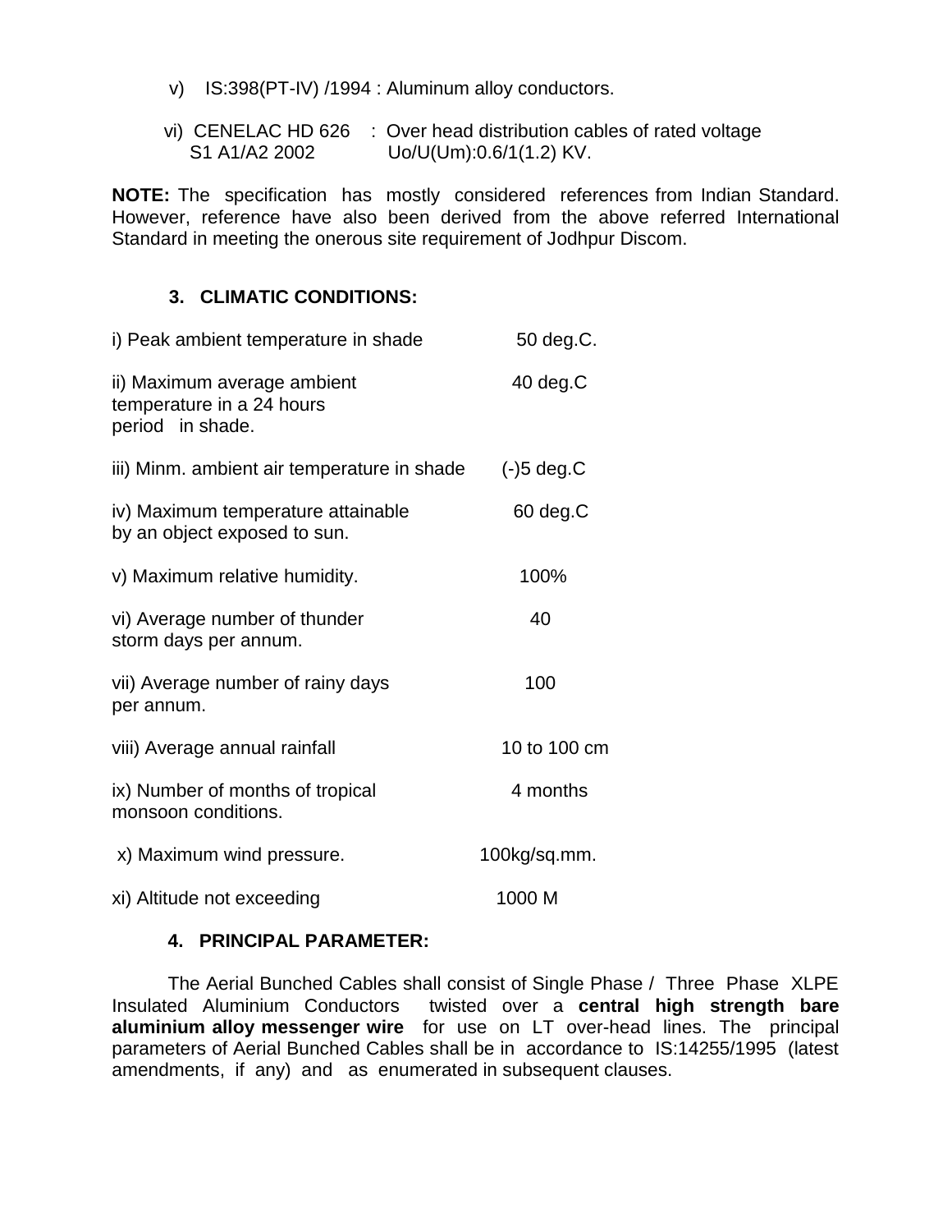v) IS:398(PT-IV) /1994 : Aluminum alloy conductors.

vi) CENELAC HD 626 S1 A1/A2 2002 : Over head distribution cables of rated voltage Uo/U(Um):0.6/1(1.2) KV.

**NOTE:** The specification has mostly considered references from Indian Standard. However, reference have also been derived from the above referred International Standard in meeting the onerous site requirement of Jodhpur Discom.

### 3. CLIMATIC CONDITIONS:

| | |
|---|---|
| i) Peak ambient temperature in shade | 50 deg.C. |
| ii) Maximum average ambient temperature in a 24 hours period in shade. | 40 deg.C |
| iii) Minm. ambient air temperature in shade | (-)5 deg.C |
| iv) Maximum temperature attainable by an object exposed to sun. | 60 deg.C |
| v) Maximum relative humidity. | 100% |
| vi) Average number of thunder storm days per annum. | 40 |
| vii) Average number of rainy days per annum. | 100 |
| viii) Average annual rainfall | 10 to 100 cm |
| ix) Number of months of tropical monsoon conditions. | 4 months |
| x) Maximum wind pressure. | 100kg/sq.mm. |
| xi) Altitude not exceeding | 1000 M |

### 4. PRINCIPAL PARAMETER:

The Aerial Bunched Cables shall consist of Single Phase / Three Phase XLPE Insulated Aluminium Conductors twisted over a **central high strength bare aluminium alloy messenger wire** for use on LT over-head lines. The principal parameters of Aerial Bunched Cables shall be in accordance to IS:14255/1995 (latest amendments, if any) and as enumerated in subsequent clauses.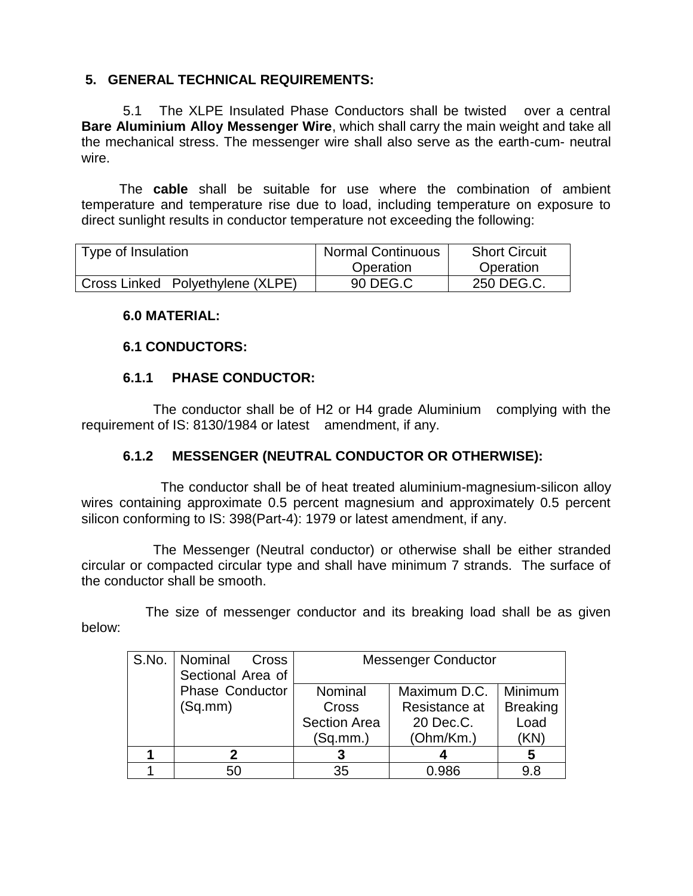## 5. GENERAL TECHNICAL REQUIREMENTS:

5.1 The XLPE Insulated Phase Conductors shall be twisted over a central **Bare Aluminium Alloy Messenger Wire**, which shall carry the main weight and take all the mechanical stress. The messenger wire shall also serve as the earth-cum- neutral wire.

The **cable** shall be suitable for use where the combination of ambient temperature and temperature rise due to load, including temperature on exposure to direct sunlight results in conductor temperature not exceeding the following:

| Type of Insulation | Normal Continuous Operation | Short Circuit Operation |
|---|---|---|
| Cross Linked Polyethylene (XLPE) | 90 DEG.C | 250 DEG.C. |

### 6.0 MATERIAL:

### 6.1 CONDUCTORS:

#### 6.1.1 PHASE CONDUCTOR:

The conductor shall be of H2 or H4 grade Aluminium complying with the requirement of IS: 8130/1984 or latest amendment, if any.

#### 6.1.2 MESSENGER (NEUTRAL CONDUCTOR OR OTHERWISE):

The conductor shall be of heat treated aluminium-magnesium-silicon alloy wires containing approximate 0.5 percent magnesium and approximately 0.5 percent silicon conforming to IS: 398(Part-4): 1979 or latest amendment, if any.

The Messenger (Neutral conductor) or otherwise shall be either stranded circular or compacted circular type and shall have minimum 7 strands. The surface of the conductor shall be smooth.

The size of messenger conductor and its breaking load shall be as given below:

| S.No. | Nominal Cross Sectional Area of Phase Conductor (Sq.mm) | Messenger Conductor | | |
|---|---|---|---|---|
| | | Nominal Cross Section Area (Sq.mm.) | Maximum D.C. Resistance at 20 Dec.C. (Ohm/Km.) | Minimum Breaking Load (KN) |
| **1** | **2** | **3** | **4** | **5** |
| 1 | 50 | 35 | 0.986 | 9.8 |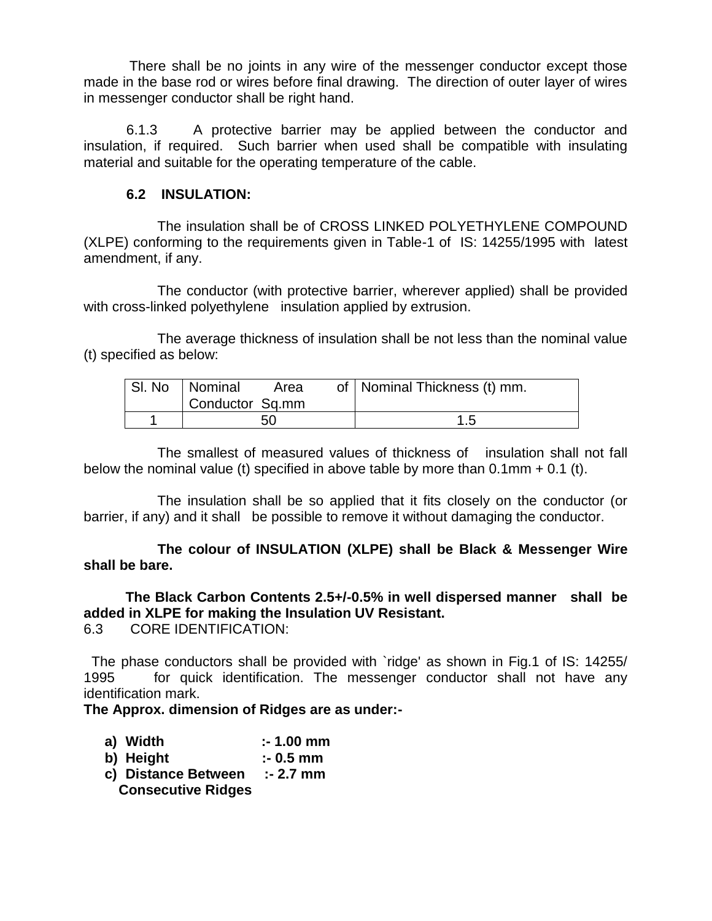There shall be no joints in any wire of the messenger conductor except those made in the base rod or wires before final drawing. The direction of outer layer of wires in messenger conductor shall be right hand.

6.1.3 A protective barrier may be applied between the conductor and insulation, if required. Such barrier when used shall be compatible with insulating material and suitable for the operating temperature of the cable.

### 6.2 INSULATION:

The insulation shall be of CROSS LINKED POLYETHYLENE COMPOUND (XLPE) conforming to the requirements given in Table-1 of IS: 14255/1995 with latest amendment, if any.

The conductor (with protective barrier, wherever applied) shall be provided with cross-linked polyethylene insulation applied by extrusion.

The average thickness of insulation shall be not less than the nominal value (t) specified as below:

| Sl. No | Nominal Area of Conductor Sq.mm | Nominal Thickness (t) mm. |
|---|---|---|
| 1 | 50 | 1.5 |

The smallest of measured values of thickness of insulation shall not fall below the nominal value (t) specified in above table by more than 0.1mm + 0.1 (t).

The insulation shall be so applied that it fits closely on the conductor (or barrier, if any) and it shall be possible to remove it without damaging the conductor.

**The colour of INSULATION (XLPE) shall be Black & Messenger Wire shall be bare.**

**The Black Carbon Contents 2.5+/-0.5% in well dispersed manner shall be added in XLPE for making the Insulation UV Resistant.**

6.3 CORE IDENTIFICATION:

The phase conductors shall be provided with `ridge' as shown in Fig.1 of IS: 14255/ 1995 for quick identification. The messenger conductor shall not have any identification mark.

**The Approx. dimension of Ridges are as under:-**

- **a) Width :- 1.00 mm**
- **b) Height :- 0.5 mm**
- **c) Distance Between Consecutive Ridges :- 2.7 mm**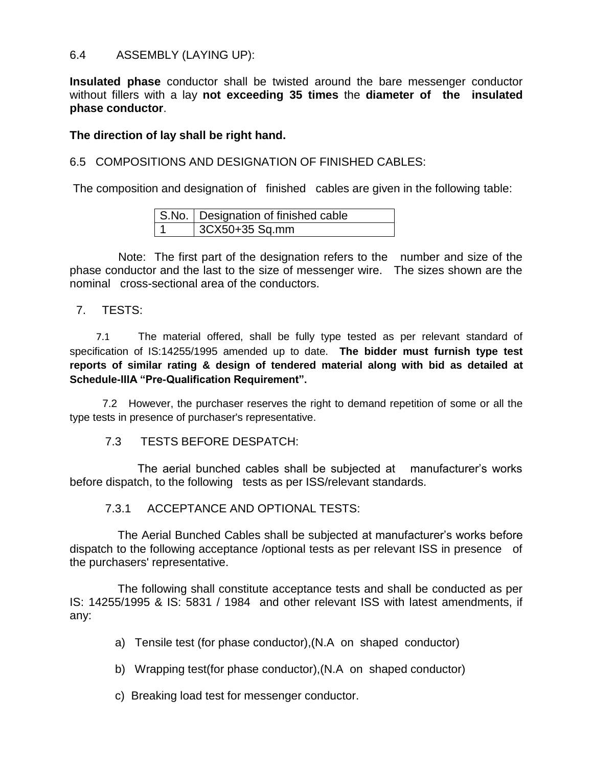6.4 ASSEMBLY (LAYING UP):

**Insulated phase** conductor shall be twisted around the bare messenger conductor without fillers with a lay **not exceeding 35 times** the **diameter of the insulated phase conductor**.

**The direction of lay shall be right hand.**

6.5 COMPOSITIONS AND DESIGNATION OF FINISHED CABLES:

The composition and designation of finished cables are given in the following table:

| S.No. | Designation of finished cable |
|---|---|
| 1 | 3CX50+35 Sq.mm |

Note: The first part of the designation refers to the number and size of the phase conductor and the last to the size of messenger wire. The sizes shown are the nominal cross-sectional area of the conductors.

7. TESTS:

7.1 The material offered, shall be fully type tested as per relevant standard of specification of IS:14255/1995 amended up to date. **The bidder must furnish type test reports of similar rating & design of tendered material along with bid as detailed at Schedule-IIIA "Pre-Qualification Requirement".**

7.2 However, the purchaser reserves the right to demand repetition of some or all the type tests in presence of purchaser's representative.

7.3 TESTS BEFORE DESPATCH:

The aerial bunched cables shall be subjected at manufacturer's works before dispatch, to the following tests as per ISS/relevant standards.

7.3.1 ACCEPTANCE AND OPTIONAL TESTS:

The Aerial Bunched Cables shall be subjected at manufacturer's works before dispatch to the following acceptance /optional tests as per relevant ISS in presence of the purchasers' representative.

The following shall constitute acceptance tests and shall be conducted as per IS: 14255/1995 & IS: 5831 / 1984 and other relevant ISS with latest amendments, if any:

a) Tensile test (for phase conductor),(N.A on shaped conductor)

b) Wrapping test(for phase conductor),(N.A on shaped conductor)

c) Breaking load test for messenger conductor.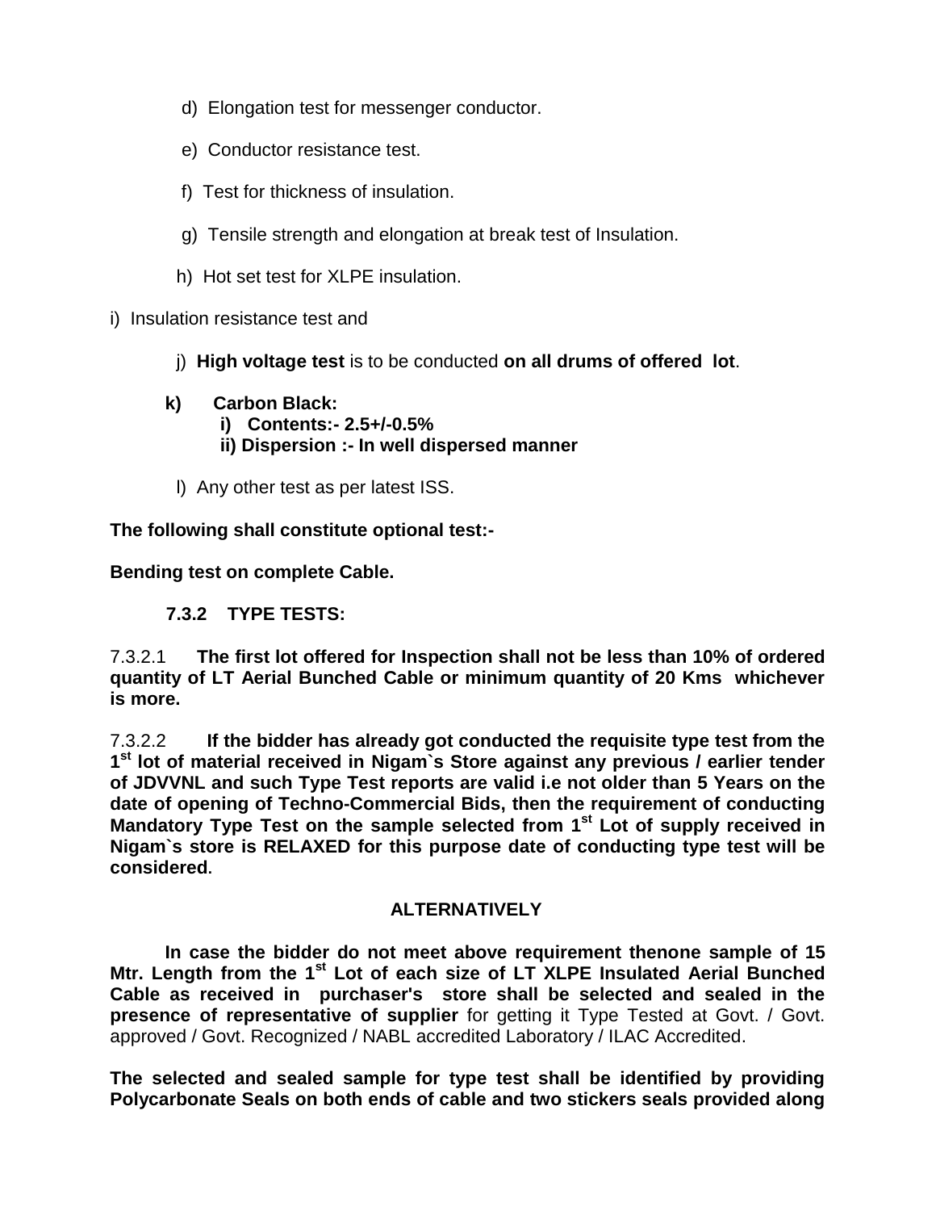d) Elongation test for messenger conductor.

e) Conductor resistance test.

f) Test for thickness of insulation.

g) Tensile strength and elongation at break test of Insulation.

h) Hot set test for XLPE insulation.

i) Insulation resistance test and

j) **High voltage test** is to be conducted **on all drums of offered lot**.

**k) Carbon Black:**
**i) Contents:- 2.5+/-0.5%**
**ii) Dispersion :- In well dispersed manner**

l) Any other test as per latest ISS.

**The following shall constitute optional test:-**

**Bending test on complete Cable.**

**7.3.2 TYPE TESTS:**

7.3.2.1 **The first lot offered for Inspection shall not be less than 10% of ordered quantity of LT Aerial Bunched Cable or minimum quantity of 20 Kms whichever is more.**

7.3.2.2 **If the bidder has already got conducted the requisite type test from the 1st lot of material received in Nigam`s Store against any previous / earlier tender of JDVVNL and such Type Test reports are valid i.e not older than 5 Years on the date of opening of Techno-Commercial Bids, then the requirement of conducting Mandatory Type Test on the sample selected from 1st Lot of supply received in Nigam`s store is RELAXED for this purpose date of conducting type test will be considered**.

**ALTERNATIVELY**

**In case the bidder do not meet above requirement thenone sample of 15 Mtr. Length from the 1st Lot of each size of LT XLPE Insulated Aerial Bunched Cable as received in purchaser's store shall be selected and sealed in the presence of representative of supplier** for getting it Type Tested at Govt. / Govt. approved / Govt. Recognized / NABL accredited Laboratory / ILAC Accredited.

**The selected and sealed sample for type test shall be identified by providing Polycarbonate Seals on both ends of cable and two stickers seals provided along**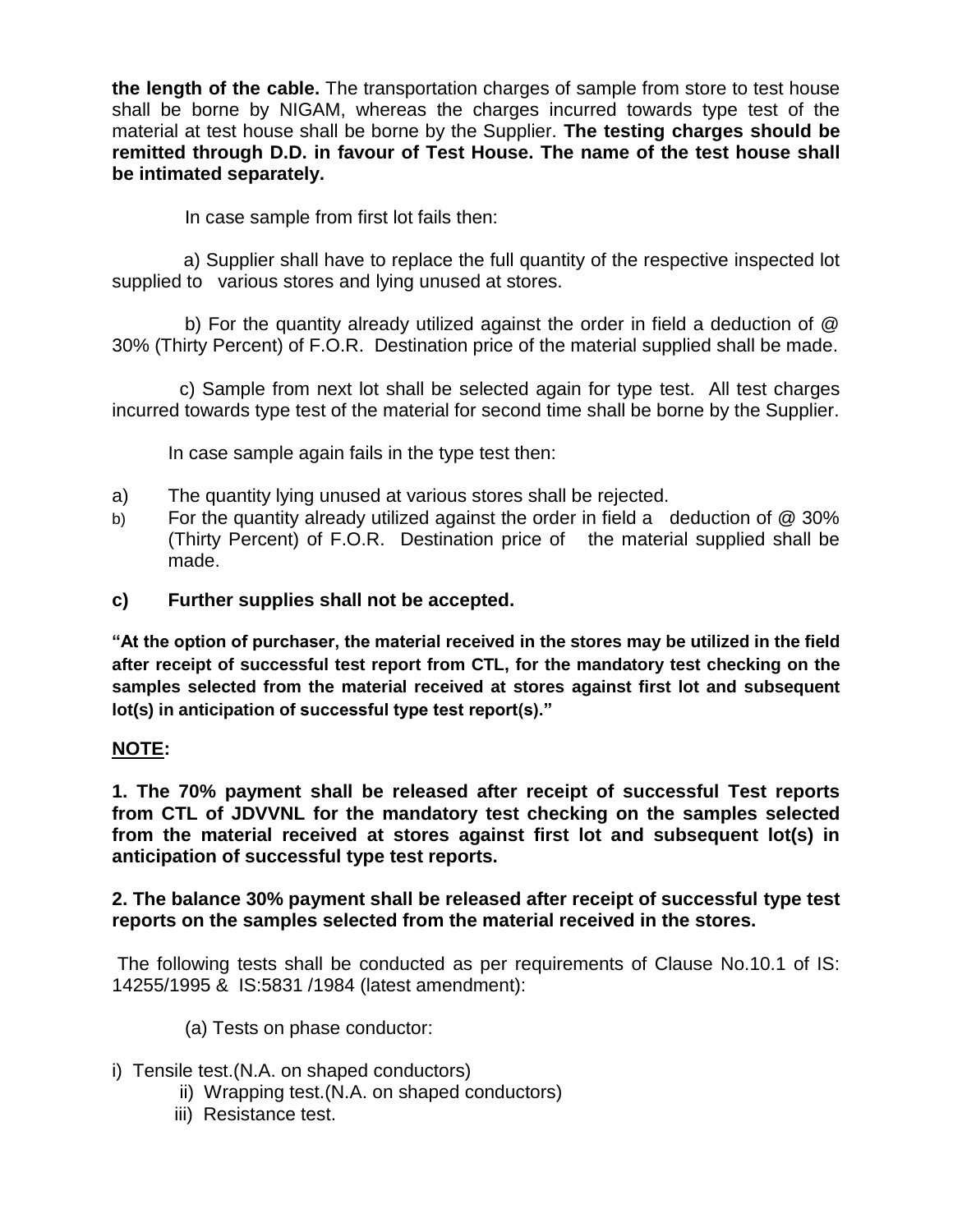**the length of the cable.** The transportation charges of sample from store to test house shall be borne by NIGAM, whereas the charges incurred towards type test of the material at test house shall be borne by the Supplier. **The testing charges should be remitted through D.D. in favour of Test House. The name of the test house shall be intimated separately.**

In case sample from first lot fails then:

a) Supplier shall have to replace the full quantity of the respective inspected lot supplied to various stores and lying unused at stores.

b) For the quantity already utilized against the order in field a deduction of @ 30% (Thirty Percent) of F.O.R. Destination price of the material supplied shall be made.

c) Sample from next lot shall be selected again for type test. All test charges incurred towards type test of the material for second time shall be borne by the Supplier.

In case sample again fails in the type test then:

a) The quantity lying unused at various stores shall be rejected.

b) For the quantity already utilized against the order in field a deduction of @ 30% (Thirty Percent) of F.O.R. Destination price of the material supplied shall be made.

**c) Further supplies shall not be accepted.**

**"At the option of purchaser, the material received in the stores may be utilized in the field after receipt of successful test report from CTL, for the mandatory test checking on the samples selected from the material received at stores against first lot and subsequent lot(s) in anticipation of successful type test report(s)."**

**NOTE:**

**1. The 70% payment shall be released after receipt of successful Test reports from CTL of JDVVNL for the mandatory test checking on the samples selected from the material received at stores against first lot and subsequent lot(s) in anticipation of successful type test reports.**

**2. The balance 30% payment shall be released after receipt of successful type test reports on the samples selected from the material received in the stores.**

The following tests shall be conducted as per requirements of Clause No.10.1 of IS: 14255/1995 & IS:5831 /1984 (latest amendment):

(a) Tests on phase conductor:

i) Tensile test.(N.A. on shaped conductors)
ii) Wrapping test.(N.A. on shaped conductors)
iii) Resistance test.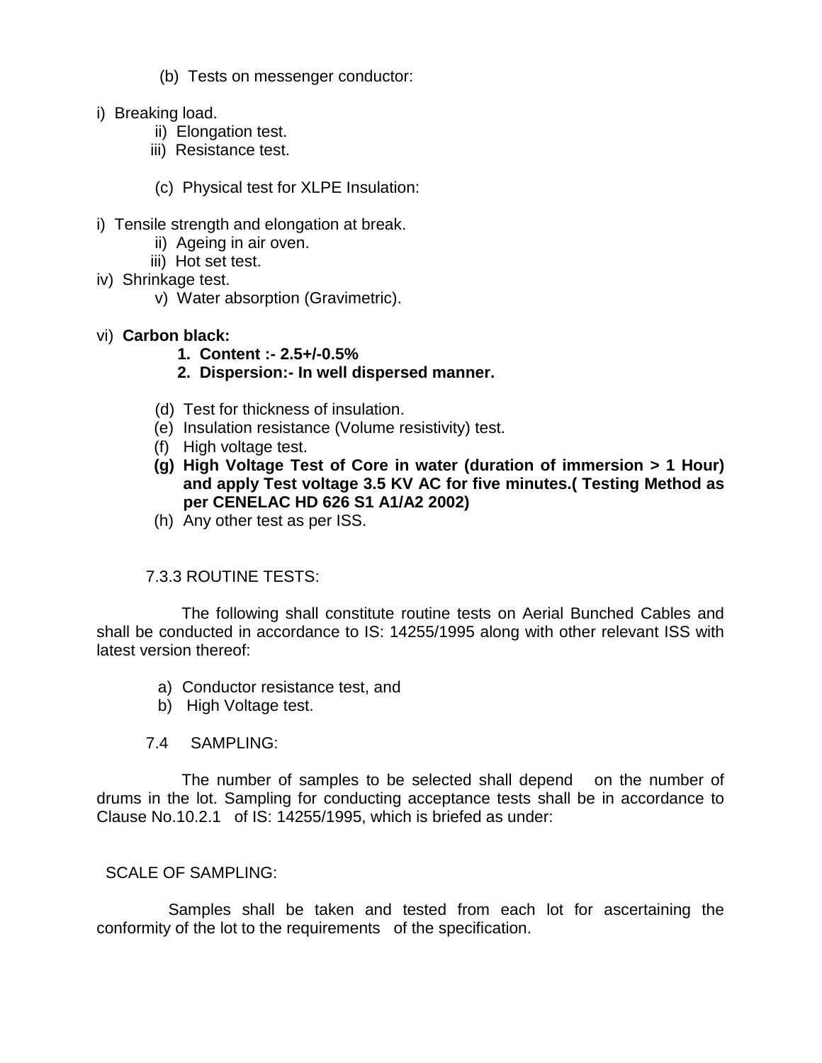(b) Tests on messenger conductor:

i) Breaking load.
ii) Elongation test.
iii) Resistance test.

(c) Physical test for XLPE Insulation:

i) Tensile strength and elongation at break.
ii) Ageing in air oven.
iii) Hot set test.
iv) Shrinkage test.
v) Water absorption (Gravimetric).

vi) **Carbon black:**

1. **Content :- 2.5+/-0.5%**
2. **Dispersion:- In well dispersed manner.**

(d) Test for thickness of insulation.
(e) Insulation resistance (Volume resistivity) test.
(f) High voltage test.
**(g) High Voltage Test of Core in water (duration of immersion > 1 Hour) and apply Test voltage 3.5 KV AC for five minutes.( Testing Method as per CENELAC HD 626 S1 A1/A2 2002)**
(h) Any other test as per ISS.

7.3.3 ROUTINE TESTS:

The following shall constitute routine tests on Aerial Bunched Cables and shall be conducted in accordance to IS: 14255/1995 along with other relevant ISS with latest version thereof:

a) Conductor resistance test, and
b) High Voltage test.

7.4 SAMPLING:

The number of samples to be selected shall depend on the number of drums in the lot. Sampling for conducting acceptance tests shall be in accordance to Clause No.10.2.1 of IS: 14255/1995, which is briefed as under:

SCALE OF SAMPLING:

Samples shall be taken and tested from each lot for ascertaining the conformity of the lot to the requirements of the specification.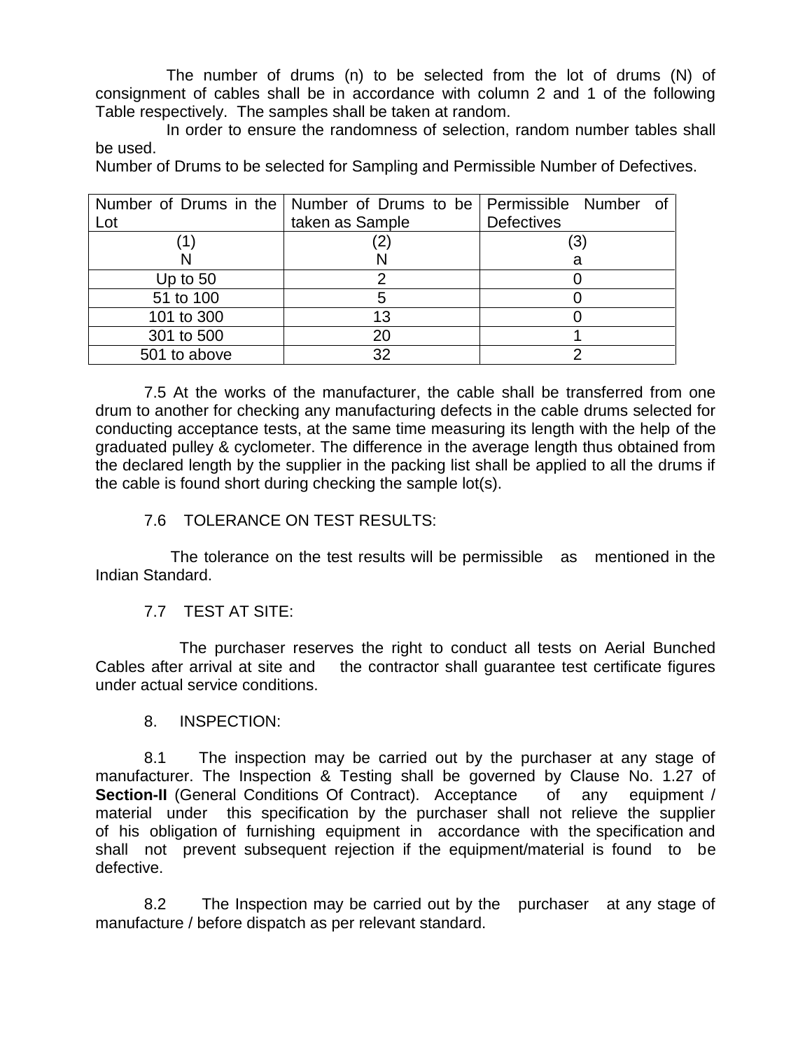The number of drums (n) to be selected from the lot of drums (N) of consignment of cables shall be in accordance with column 2 and 1 of the following Table respectively. The samples shall be taken at random.

In order to ensure the randomness of selection, random number tables shall be used.

Number of Drums to be selected for Sampling and Permissible Number of Defectives.

| Number of Drums in the Lot | Number of Drums to be taken as Sample | Permissible Number of Defectives |
|---|---|---|
| (1)<br>N | (2)<br>N | (3)<br>a |
| Up to 50 | 2 | 0 |
| 51 to 100 | 5 | 0 |
| 101 to 300 | 13 | 0 |
| 301 to 500 | 20 | 1 |
| 501 to above | 32 | 2 |

7.5 At the works of the manufacturer, the cable shall be transferred from one drum to another for checking any manufacturing defects in the cable drums selected for conducting acceptance tests, at the same time measuring its length with the help of the graduated pulley & cyclometer. The difference in the average length thus obtained from the declared length by the supplier in the packing list shall be applied to all the drums if the cable is found short during checking the sample lot(s).

7.6 TOLERANCE ON TEST RESULTS:

The tolerance on the test results will be permissible as mentioned in the Indian Standard.

7.7 TEST AT SITE:

The purchaser reserves the right to conduct all tests on Aerial Bunched Cables after arrival at site and the contractor shall guarantee test certificate figures under actual service conditions.

8. INSPECTION:

8.1 The inspection may be carried out by the purchaser at any stage of manufacturer. The Inspection & Testing shall be governed by Clause No. 1.27 of **Section-II** (General Conditions Of Contract). Acceptance of any equipment / material under this specification by the purchaser shall not relieve the supplier of his obligation of furnishing equipment in accordance with the specification and shall not prevent subsequent rejection if the equipment/material is found to be defective.

8.2 The Inspection may be carried out by the purchaser at any stage of manufacture / before dispatch as per relevant standard.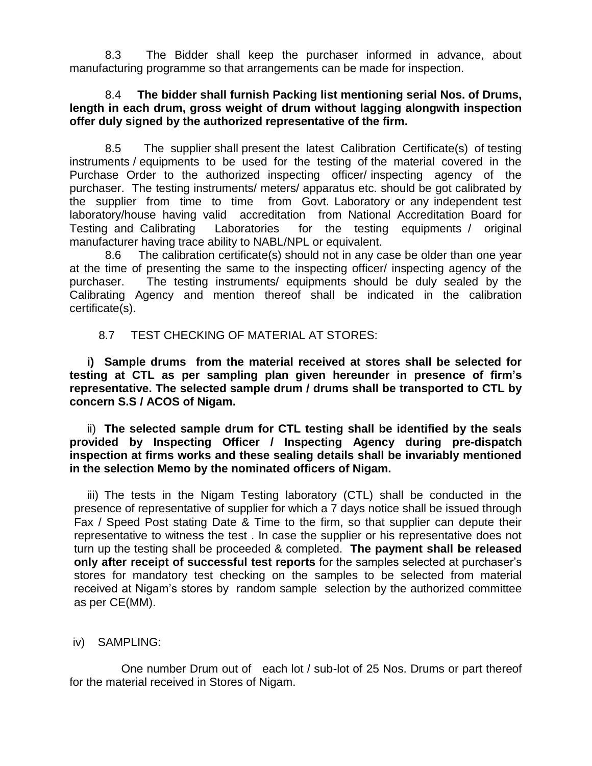8.3 The Bidder shall keep the purchaser informed in advance, about manufacturing programme so that arrangements can be made for inspection.

8.4 **The bidder shall furnish Packing list mentioning serial Nos. of Drums, length in each drum, gross weight of drum without lagging alongwith inspection offer duly signed by the authorized representative of the firm.**

8.5 The supplier shall present the latest Calibration Certificate(s) of testing instruments / equipments to be used for the testing of the material covered in the Purchase Order to the authorized inspecting officer/ inspecting agency of the purchaser. The testing instruments/ meters/ apparatus etc. should be got calibrated by the supplier from time to time from Govt. Laboratory or any independent test laboratory/house having valid accreditation from National Accreditation Board for Testing and Calibrating Laboratories for the testing equipments / original manufacturer having trace ability to NABL/NPL or equivalent.

8.6 The calibration certificate(s) should not in any case be older than one year at the time of presenting the same to the inspecting officer/ inspecting agency of the purchaser. The testing instruments/ equipments should be duly sealed by the Calibrating Agency and mention thereof shall be indicated in the calibration certificate(s).

8.7 TEST CHECKING OF MATERIAL AT STORES:

**i) Sample drums from the material received at stores shall be selected for testing at CTL as per sampling plan given hereunder in presence of firm's representative. The selected sample drum / drums shall be transported to CTL by concern S.S / ACOS of Nigam.**

ii) **The selected sample drum for CTL testing shall be identified by the seals provided by Inspecting Officer / Inspecting Agency during pre-dispatch inspection at firms works and these sealing details shall be invariably mentioned in the selection Memo by the nominated officers of Nigam.**

iii) The tests in the Nigam Testing laboratory (CTL) shall be conducted in the presence of representative of supplier for which a 7 days notice shall be issued through Fax / Speed Post stating Date & Time to the firm, so that supplier can depute their representative to witness the test . In case the supplier or his representative does not turn up the testing shall be proceeded & completed. **The payment shall be released only after receipt of successful test reports** for the samples selected at purchaser's stores for mandatory test checking on the samples to be selected from material received at Nigam's stores by random sample selection by the authorized committee as per CE(MM).

iv) SAMPLING:

One number Drum out of each lot / sub-lot of 25 Nos. Drums or part thereof for the material received in Stores of Nigam.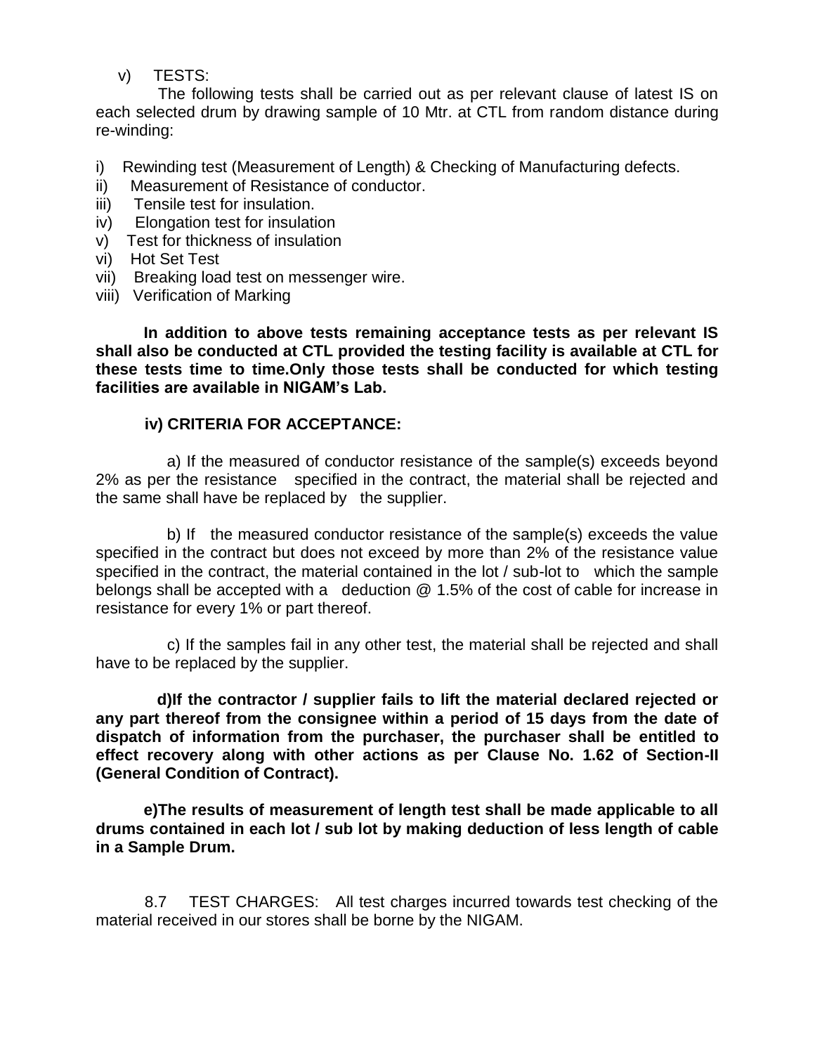v) TESTS:

The following tests shall be carried out as per relevant clause of latest IS on each selected drum by drawing sample of 10 Mtr. at CTL from random distance during re-winding:

i) Rewinding test (Measurement of Length) & Checking of Manufacturing defects.
ii) Measurement of Resistance of conductor.
iii) Tensile test for insulation.
iv) Elongation test for insulation
v) Test for thickness of insulation
vi) Hot Set Test
vii) Breaking load test on messenger wire.
viii) Verification of Marking

**In addition to above tests remaining acceptance tests as per relevant IS shall also be conducted at CTL provided the testing facility is available at CTL for these tests time to time.Only those tests shall be conducted for which testing facilities are available in NIGAM's Lab.**

**iv) CRITERIA FOR ACCEPTANCE:**

a) If the measured of conductor resistance of the sample(s) exceeds beyond 2% as per the resistance specified in the contract, the material shall be rejected and the same shall have be replaced by the supplier.

b) If the measured conductor resistance of the sample(s) exceeds the value specified in the contract but does not exceed by more than 2% of the resistance value specified in the contract, the material contained in the lot / sub-lot to which the sample belongs shall be accepted with a deduction @ 1.5% of the cost of cable for increase in resistance for every 1% or part thereof.

c) If the samples fail in any other test, the material shall be rejected and shall have to be replaced by the supplier.

**d)If the contractor / supplier fails to lift the material declared rejected or any part thereof from the consignee within a period of 15 days from the date of dispatch of information from the purchaser, the purchaser shall be entitled to effect recovery along with other actions as per Clause No. 1.62 of Section-II (General Condition of Contract).**

**e)The results of measurement of length test shall be made applicable to all drums contained in each lot / sub lot by making deduction of less length of cable in a Sample Drum.**

8.7 TEST CHARGES: All test charges incurred towards test checking of the material received in our stores shall be borne by the NIGAM.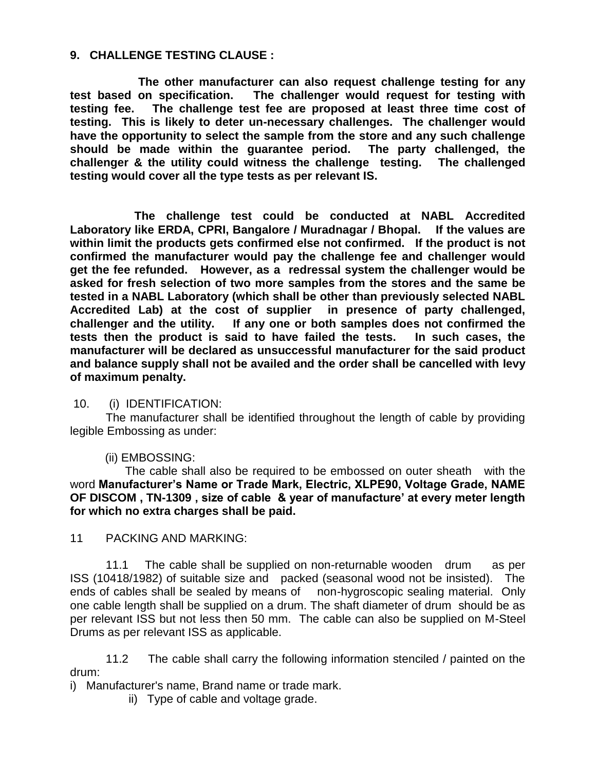**9. CHALLENGE TESTING CLAUSE :**

**The other manufacturer can also request challenge testing for any test based on specification. The challenger would request for testing with testing fee. The challenge test fee are proposed at least three time cost of testing. This is likely to deter un-necessary challenges. The challenger would have the opportunity to select the sample from the store and any such challenge should be made within the guarantee period. The party challenged, the challenger & the utility could witness the challenge testing. The challenged testing would cover all the type tests as per relevant IS.**

**The challenge test could be conducted at NABL Accredited Laboratory like ERDA, CPRI, Bangalore / Muradnagar / Bhopal. If the values are within limit the products gets confirmed else not confirmed. If the product is not confirmed the manufacturer would pay the challenge fee and challenger would get the fee refunded. However, as a redressal system the challenger would be asked for fresh selection of two more samples from the stores and the same be tested in a NABL Laboratory (which shall be other than previously selected NABL Accredited Lab) at the cost of supplier in presence of party challenged, challenger and the utility. If any one or both samples does not confirmed the tests then the product is said to have failed the tests. In such cases, the manufacturer will be declared as unsuccessful manufacturer for the said product and balance supply shall not be availed and the order shall be cancelled with levy of maximum penalty.**

10. (i) IDENTIFICATION:

The manufacturer shall be identified throughout the length of cable by providing legible Embossing as under:

(ii) EMBOSSING:

The cable shall also be required to be embossed on outer sheath with the word **Manufacturer's Name or Trade Mark, Electric, XLPE90, Voltage Grade, NAME OF DISCOM , TN-1309 , size of cable & year of manufacture' at every meter length for which no extra charges shall be paid.**

11 PACKING AND MARKING:

11.1 The cable shall be supplied on non-returnable wooden drum as per ISS (10418/1982) of suitable size and packed (seasonal wood not be insisted). The ends of cables shall be sealed by means of non-hygroscopic sealing material. Only one cable length shall be supplied on a drum. The shaft diameter of drum should be as per relevant ISS but not less then 50 mm. The cable can also be supplied on M-Steel Drums as per relevant ISS as applicable.

11.2 The cable shall carry the following information stenciled / painted on the drum:

i) Manufacturer's name, Brand name or trade mark.

ii) Type of cable and voltage grade.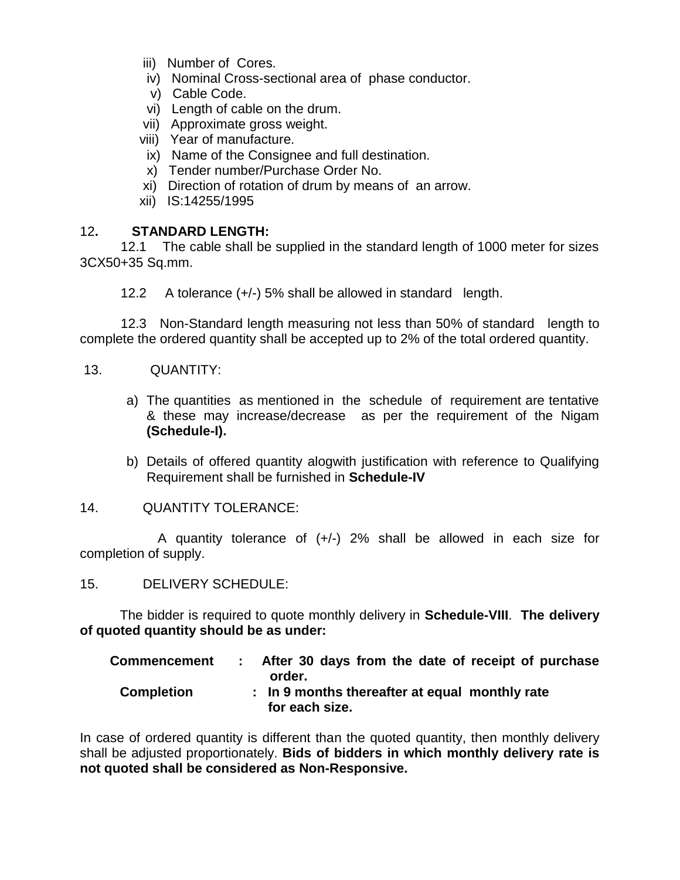iii) Number of Cores.
iv) Nominal Cross-sectional area of phase conductor.
v) Cable Code.
vi) Length of cable on the drum.
vii) Approximate gross weight.
viii) Year of manufacture.
ix) Name of the Consignee and full destination.
x) Tender number/Purchase Order No.
xi) Direction of rotation of drum by means of an arrow.
xii) IS:14255/1995

12**. STANDARD LENGTH:**

12.1 The cable shall be supplied in the standard length of 1000 meter for sizes 3CX50+35 Sq.mm.

12.2 A tolerance (+/-) 5% shall be allowed in standard length.

12.3 Non-Standard length measuring not less than 50% of standard length to complete the ordered quantity shall be accepted up to 2% of the total ordered quantity.

13. QUANTITY:

a) The quantities as mentioned in the schedule of requirement are tentative & these may increase/decrease as per the requirement of the Nigam **(Schedule-I).**

b) Details of offered quantity alogwith justification with reference to Qualifying Requirement shall be furnished in **Schedule-IV**

14. QUANTITY TOLERANCE:

A quantity tolerance of (+/-) 2% shall be allowed in each size for completion of supply.

15. DELIVERY SCHEDULE:

The bidder is required to quote monthly delivery in **Schedule-VIII**. **The delivery of quoted quantity should be as under:**

**Commencement : After 30 days from the date of receipt of purchase order.**

**Completion : In 9 months thereafter at equal monthly rate for each size.**

In case of ordered quantity is different than the quoted quantity, then monthly delivery shall be adjusted proportionately. **Bids of bidders in which monthly delivery rate is not quoted shall be considered as Non-Responsive.**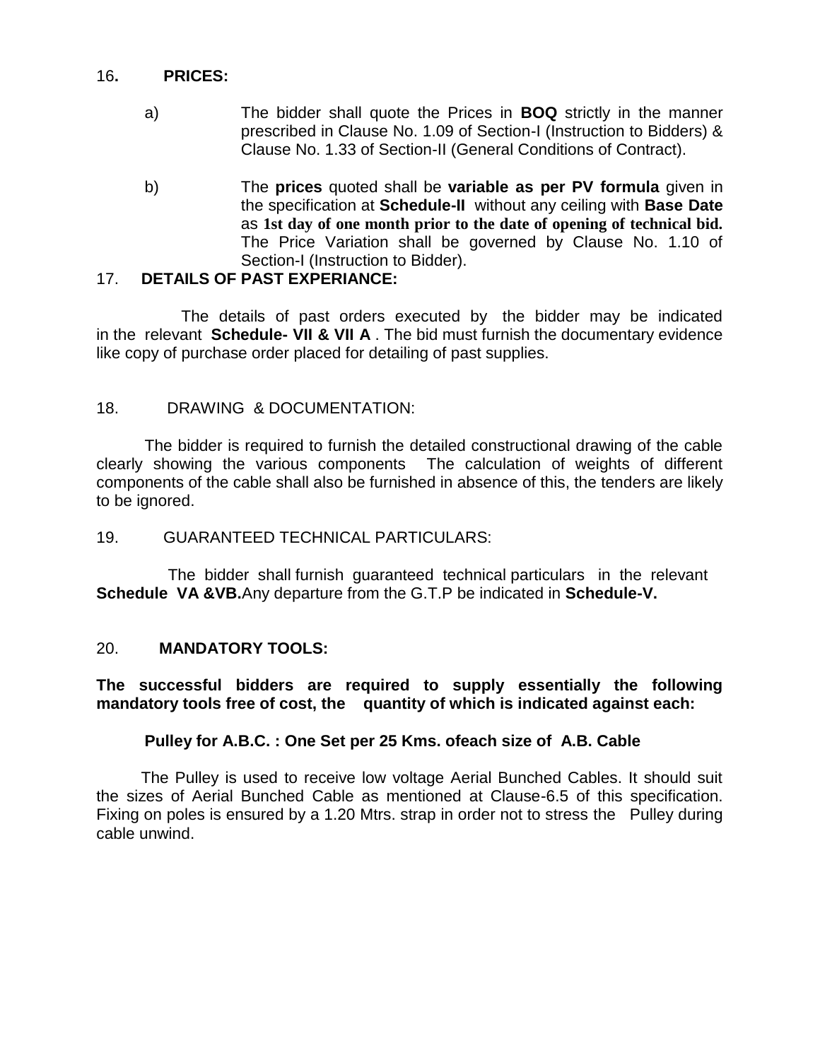16**. PRICES:**

a) The bidder shall quote the Prices in **BOQ** strictly in the manner prescribed in Clause No. 1.09 of Section-I (Instruction to Bidders) & Clause No. 1.33 of Section-II (General Conditions of Contract).

b) The **prices** quoted shall be **variable as per PV formula** given in the specification at **Schedule-II** without any ceiling with **Base Date** as **1st day of one month prior to the date of opening of technical bid.** The Price Variation shall be governed by Clause No. 1.10 of Section-I (Instruction to Bidder).

17. **DETAILS OF PAST EXPERIANCE:**

The details of past orders executed by the bidder may be indicated in the relevant **Schedule- VII & VII A** . The bid must furnish the documentary evidence like copy of purchase order placed for detailing of past supplies.

18. DRAWING & DOCUMENTATION:

The bidder is required to furnish the detailed constructional drawing of the cable clearly showing the various components The calculation of weights of different components of the cable shall also be furnished in absence of this, the tenders are likely to be ignored.

19. GUARANTEED TECHNICAL PARTICULARS:

The bidder shall furnish guaranteed technical particulars in the relevant **Schedule VA &VB.**Any departure from the G.T.P be indicated in **Schedule-V.**

20. **MANDATORY TOOLS:**

**The successful bidders are required to supply essentially the following mandatory tools free of cost, the quantity of which is indicated against each:**

**Pulley for A.B.C. : One Set per 25 Kms. ofeach size of A.B. Cable**

The Pulley is used to receive low voltage Aerial Bunched Cables. It should suit the sizes of Aerial Bunched Cable as mentioned at Clause-6.5 of this specification. Fixing on poles is ensured by a 1.20 Mtrs. strap in order not to stress the Pulley during cable unwind.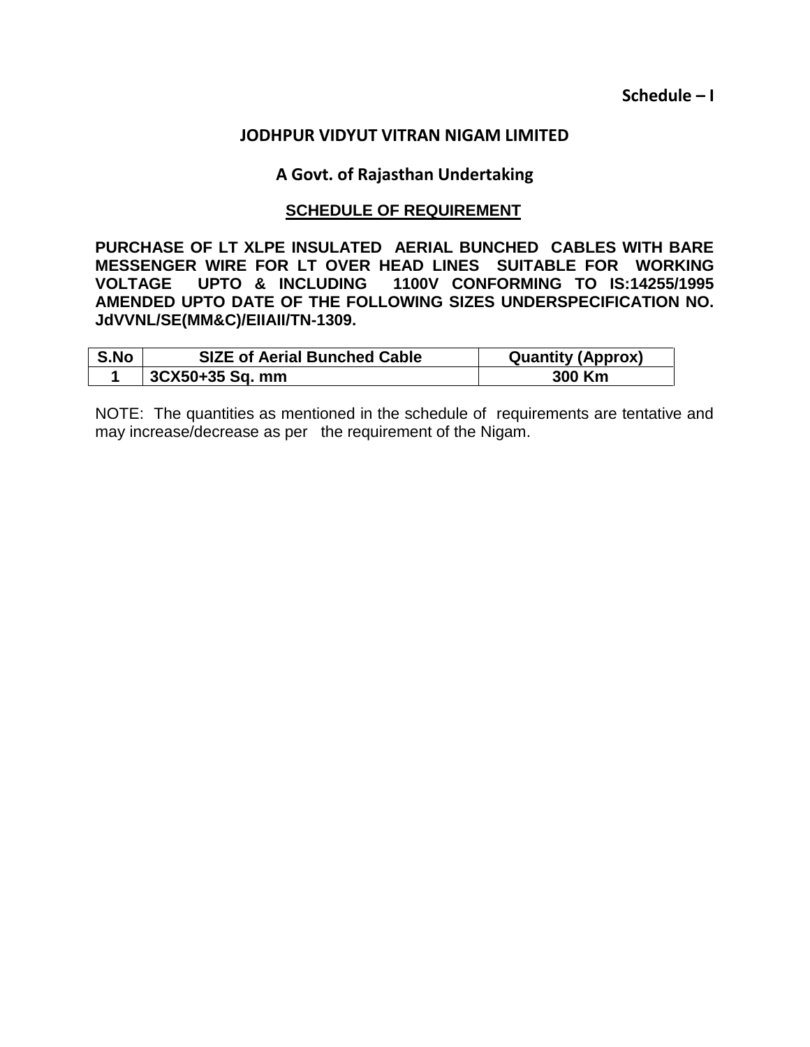**Schedule – I**

## JODHPUR VIDYUT VITRAN NIGAM LIMITED

### A Govt. of Rajasthan Undertaking

### SCHEDULE OF REQUIREMENT

**PURCHASE OF LT XLPE INSULATED AERIAL BUNCHED CABLES WITH BARE MESSENGER WIRE FOR LT OVER HEAD LINES SUITABLE FOR WORKING VOLTAGE UPTO & INCLUDING 1100V CONFORMING TO IS:14255/1995 AMENDED UPTO DATE OF THE FOLLOWING SIZES UNDERSPECIFICATION NO. JdVVNL/SE(MM&C)/EIIAII/TN-1309.**

| S.No | SIZE of Aerial Bunched Cable | Quantity (Approx) |
|---|---|---|
| 1 | 3CX50+35 Sq. mm | 300 Km |

NOTE: The quantities as mentioned in the schedule of requirements are tentative and may increase/decrease as per the requirement of the Nigam.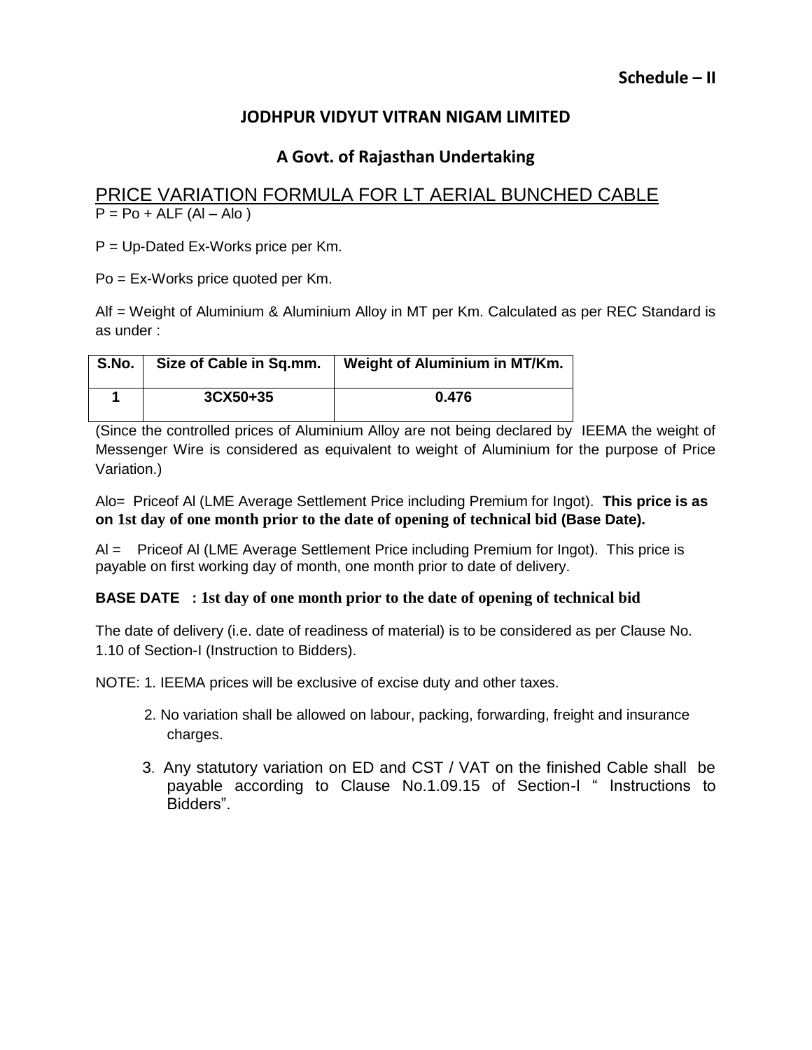**Schedule – II**

## JODHPUR VIDYUT VITRAN NIGAM LIMITED

### A Govt. of Rajasthan Undertaking

## PRICE VARIATION FORMULA FOR LT AERIAL BUNCHED CABLE

$P = Po + ALF (Al – Alo)$

P = Up-Dated Ex-Works price per Km.

Po = Ex-Works price quoted per Km.

Alf = Weight of Aluminium & Aluminium Alloy in MT per Km. Calculated as per REC Standard is as under :

| S.No. | Size of Cable in Sq.mm. | Weight of Aluminium in MT/Km. |
|---|---|---|
| 1 | 3CX50+35 | 0.476 |

(Since the controlled prices of Aluminium Alloy are not being declared by IEEMA the weight of Messenger Wire is considered as equivalent to weight of Aluminium for the purpose of Price Variation.)

Alo= Priceof Al (LME Average Settlement Price including Premium for Ingot). **This price is as on 1st day of one month prior to the date of opening of technical bid (Base Date).**

Al = Priceof Al (LME Average Settlement Price including Premium for Ingot). This price is payable on first working day of month, one month prior to date of delivery.

**BASE DATE : 1st day of one month prior to the date of opening of technical bid**

The date of delivery (i.e. date of readiness of material) is to be considered as per Clause No. 1.10 of Section-I (Instruction to Bidders).

NOTE: 1. IEEMA prices will be exclusive of excise duty and other taxes.

2. No variation shall be allowed on labour, packing, forwarding, freight and insurance charges.

3. Any statutory variation on ED and CST / VAT on the finished Cable shall be payable according to Clause No.1.09.15 of Section-I " Instructions to Bidders".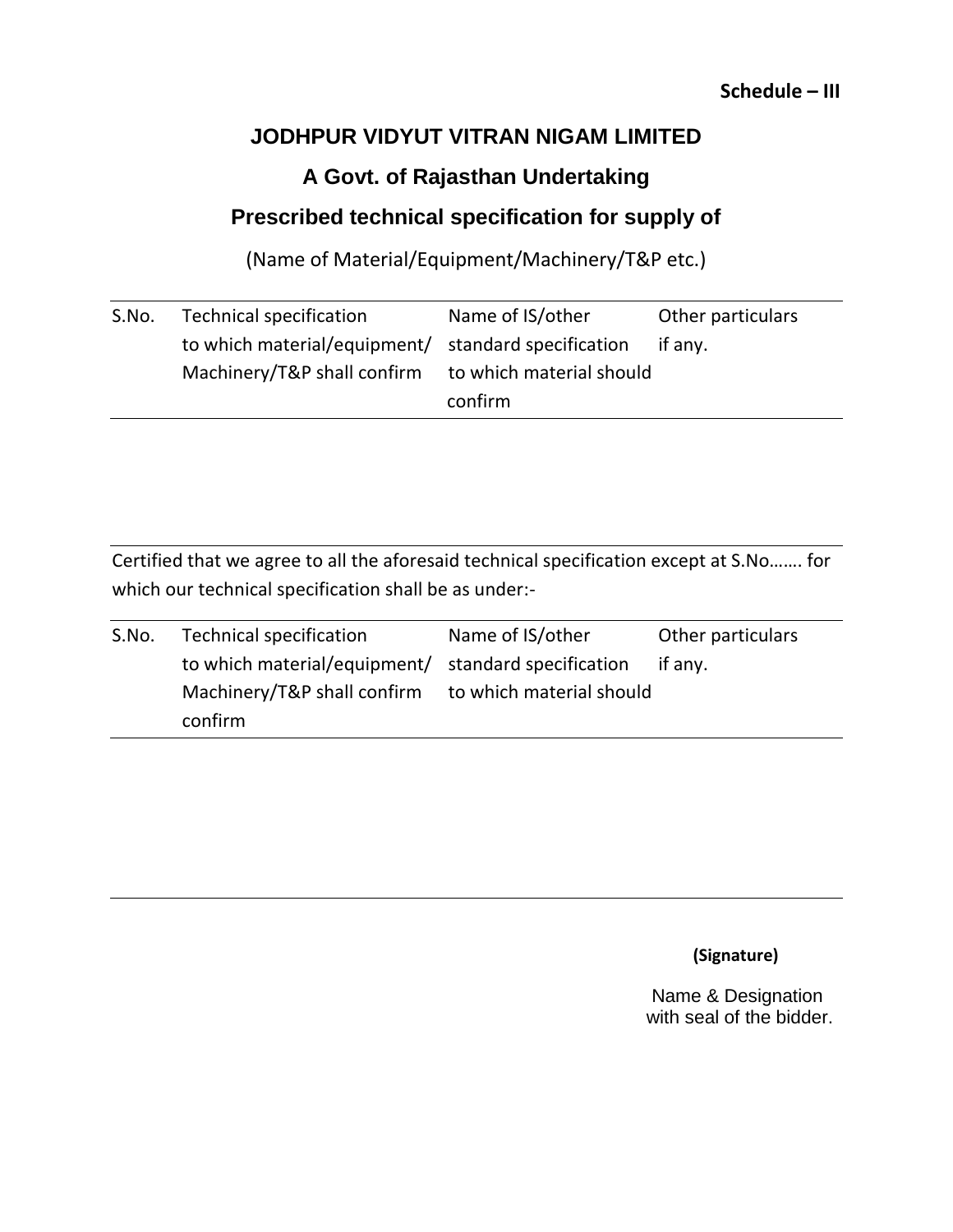**Schedule – III**

# JODHPUR VIDYUT VITRAN NIGAM LIMITED

## A Govt. of Rajasthan Undertaking

## Prescribed technical specification for supply of

(Name of Material/Equipment/Machinery/T&P etc.)

| S.No. | Technical specification to which material/equipment/ Machinery/T&P shall confirm | Name of IS/other standard specification to which material should confirm | Other particulars if any. |
|---|---|---|---|
| | | | |

Certified that we agree to all the aforesaid technical specification except at S.No……. for which our technical specification shall be as under:-

| S.No. | Technical specification to which material/equipment/ Machinery/T&P shall confirm | Name of IS/other standard specification to which material should confirm | Other particulars if any. |
|---|---|---|---|
| | | | |

**(Signature)**

Name & Designation
with seal of the bidder.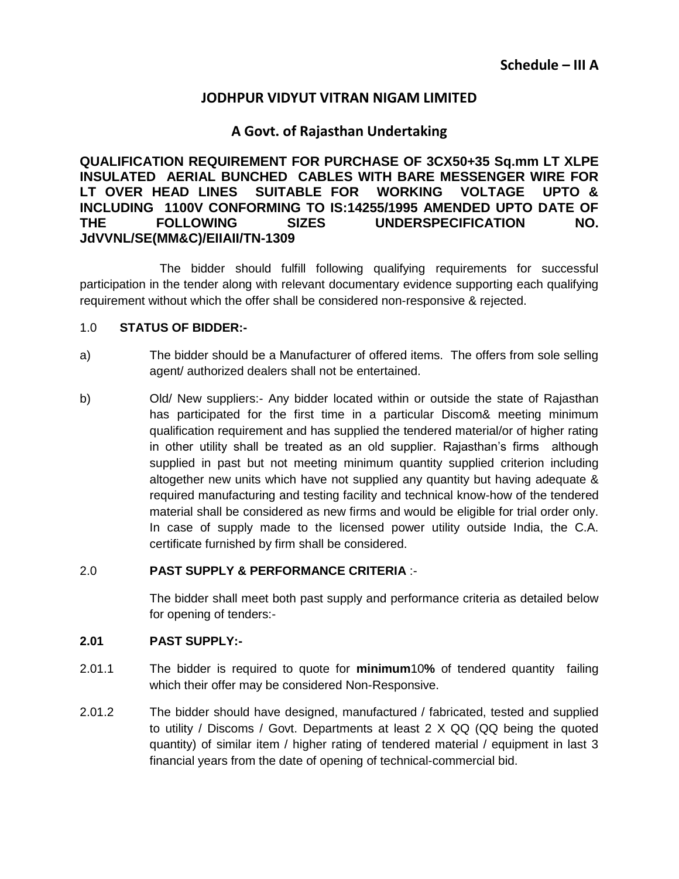**Schedule – III A**

## JODHPUR VIDYUT VITRAN NIGAM LIMITED

### A Govt. of Rajasthan Undertaking

**QUALIFICATION REQUIREMENT FOR PURCHASE OF 3CX50+35 Sq.mm LT XLPE INSULATED AERIAL BUNCHED CABLES WITH BARE MESSENGER WIRE FOR LT OVER HEAD LINES SUITABLE FOR WORKING VOLTAGE UPTO & INCLUDING 1100V CONFORMING TO IS:14255/1995 AMENDED UPTO DATE OF THE FOLLOWING SIZES UNDERSPECIFICATION NO. JdVVNL/SE(MM&C)/EIIAII/TN-1309**

The bidder should fulfill following qualifying requirements for successful participation in the tender along with relevant documentary evidence supporting each qualifying requirement without which the offer shall be considered non-responsive & rejected.

1.0 **STATUS OF BIDDER:-**

a) The bidder should be a Manufacturer of offered items. The offers from sole selling agent/ authorized dealers shall not be entertained.

b) Old/ New suppliers:- Any bidder located within or outside the state of Rajasthan has participated for the first time in a particular Discom& meeting minimum qualification requirement and has supplied the tendered material/or of higher rating in other utility shall be treated as an old supplier. Rajasthan's firms although supplied in past but not meeting minimum quantity supplied criterion including altogether new units which have not supplied any quantity but having adequate & required manufacturing and testing facility and technical know-how of the tendered material shall be considered as new firms and would be eligible for trial order only. In case of supply made to the licensed power utility outside India, the C.A. certificate furnished by firm shall be considered.

2.0 **PAST SUPPLY & PERFORMANCE CRITERIA** :-

The bidder shall meet both past supply and performance criteria as detailed below for opening of tenders:-

**2.01 PAST SUPPLY:-**

2.01.1 The bidder is required to quote for **minimum**10**%** of tendered quantity failing which their offer may be considered Non-Responsive.

2.01.2 The bidder should have designed, manufactured / fabricated, tested and supplied to utility / Discoms / Govt. Departments at least 2 X QQ (QQ being the quoted quantity) of similar item / higher rating of tendered material / equipment in last 3 financial years from the date of opening of technical-commercial bid.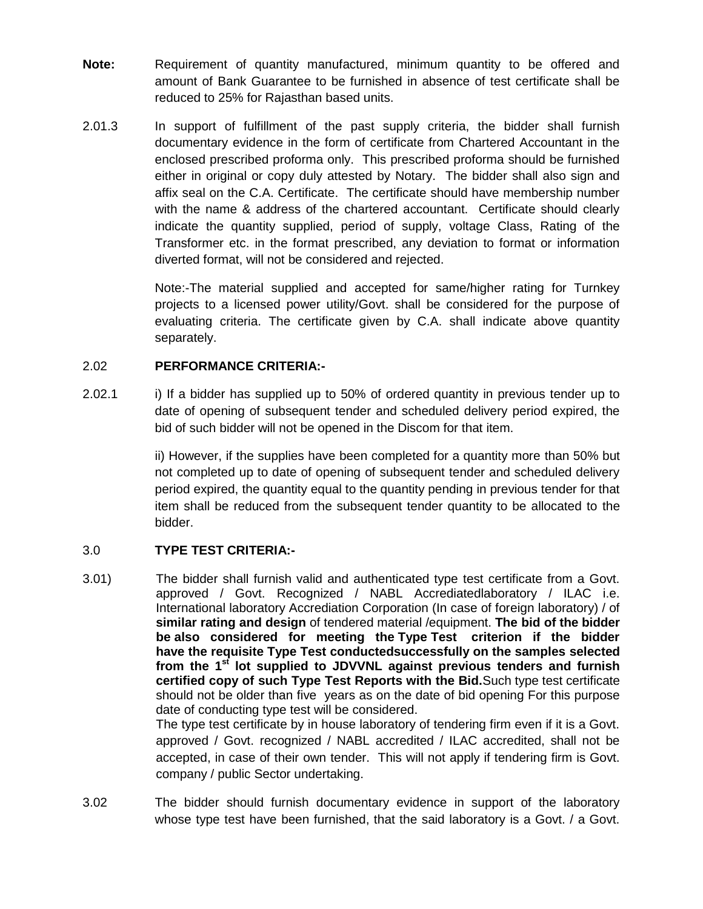**Note:** Requirement of quantity manufactured, minimum quantity to be offered and amount of Bank Guarantee to be furnished in absence of test certificate shall be reduced to 25% for Rajasthan based units.

2.01.3 In support of fulfillment of the past supply criteria, the bidder shall furnish documentary evidence in the form of certificate from Chartered Accountant in the enclosed prescribed proforma only. This prescribed proforma should be furnished either in original or copy duly attested by Notary. The bidder shall also sign and affix seal on the C.A. Certificate. The certificate should have membership number with the name & address of the chartered accountant. Certificate should clearly indicate the quantity supplied, period of supply, voltage Class, Rating of the Transformer etc. in the format prescribed, any deviation to format or information diverted format, will not be considered and rejected.

Note:-The material supplied and accepted for same/higher rating for Turnkey projects to a licensed power utility/Govt. shall be considered for the purpose of evaluating criteria. The certificate given by C.A. shall indicate above quantity separately.

2.02 **PERFORMANCE CRITERIA:-**

2.02.1 i) If a bidder has supplied up to 50% of ordered quantity in previous tender up to date of opening of subsequent tender and scheduled delivery period expired, the bid of such bidder will not be opened in the Discom for that item.

ii) However, if the supplies have been completed for a quantity more than 50% but not completed up to date of opening of subsequent tender and scheduled delivery period expired, the quantity equal to the quantity pending in previous tender for that item shall be reduced from the subsequent tender quantity to be allocated to the bidder.

3.0 **TYPE TEST CRITERIA:-**

3.01) The bidder shall furnish valid and authenticated type test certificate from a Govt. approved / Govt. Recognized / NABL Accrediatedlaboratory / ILAC i.e. International laboratory Accrediation Corporation (In case of foreign laboratory) / of **similar rating and design** of tendered material /equipment. **The bid of the bidder be also considered for meeting the Type Test criterion if the bidder have the requisite Type Test conductedsuccessfully on the samples selected from the 1st lot supplied to JDVVNL against previous tenders and furnish certified copy of such Type Test Reports with the Bid.**Such type test certificate should not be older than five years as on the date of bid opening For this purpose date of conducting type test will be considered.
The type test certificate by in house laboratory of tendering firm even if it is a Govt. approved / Govt. recognized / NABL accredited / ILAC accredited, shall not be accepted, in case of their own tender. This will not apply if tendering firm is Govt. company / public Sector undertaking.

3.02 The bidder should furnish documentary evidence in support of the laboratory whose type test have been furnished, that the said laboratory is a Govt. / a Govt.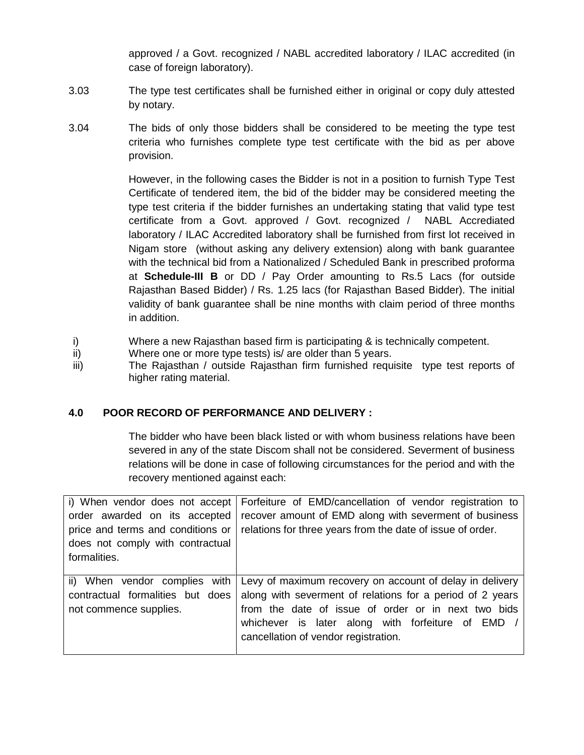approved / a Govt. recognized / NABL accredited laboratory / ILAC accredited (in case of foreign laboratory).

3.03 The type test certificates shall be furnished either in original or copy duly attested by notary.

3.04 The bids of only those bidders shall be considered to be meeting the type test criteria who furnishes complete type test certificate with the bid as per above provision.

However, in the following cases the Bidder is not in a position to furnish Type Test Certificate of tendered item, the bid of the bidder may be considered meeting the type test criteria if the bidder furnishes an undertaking stating that valid type test certificate from a Govt. approved / Govt. recognized / NABL Accrediated laboratory / ILAC Accredited laboratory shall be furnished from first lot received in Nigam store (without asking any delivery extension) along with bank guarantee with the technical bid from a Nationalized / Scheduled Bank in prescribed proforma at **Schedule-III B** or DD / Pay Order amounting to Rs.5 Lacs (for outside Rajasthan Based Bidder) / Rs. 1.25 lacs (for Rajasthan Based Bidder). The initial validity of bank guarantee shall be nine months with claim period of three months in addition.

i) Where a new Rajasthan based firm is participating & is technically competent.
ii) Where one or more type tests) is/ are older than 5 years.
iii) The Rajasthan / outside Rajasthan firm furnished requisite type test reports of higher rating material.

## 4.0 POOR RECORD OF PERFORMANCE AND DELIVERY :

The bidder who have been black listed or with whom business relations have been severed in any of the state Discom shall not be considered. Severment of business relations will be done in case of following circumstances for the period and with the recovery mentioned against each:

| | |
|---|---|
| i) When vendor does not accept order awarded on its accepted price and terms and conditions or does not comply with contractual formalities. | Forfeiture of EMD/cancellation of vendor registration to recover amount of EMD along with severment of business relations for three years from the date of issue of order. |
| ii) When vendor complies with contractual formalities but does not commence supplies. | Levy of maximum recovery on account of delay in delivery along with severment of relations for a period of 2 years from the date of issue of order or in next two bids whichever is later along with forfeiture of EMD / cancellation of vendor registration. |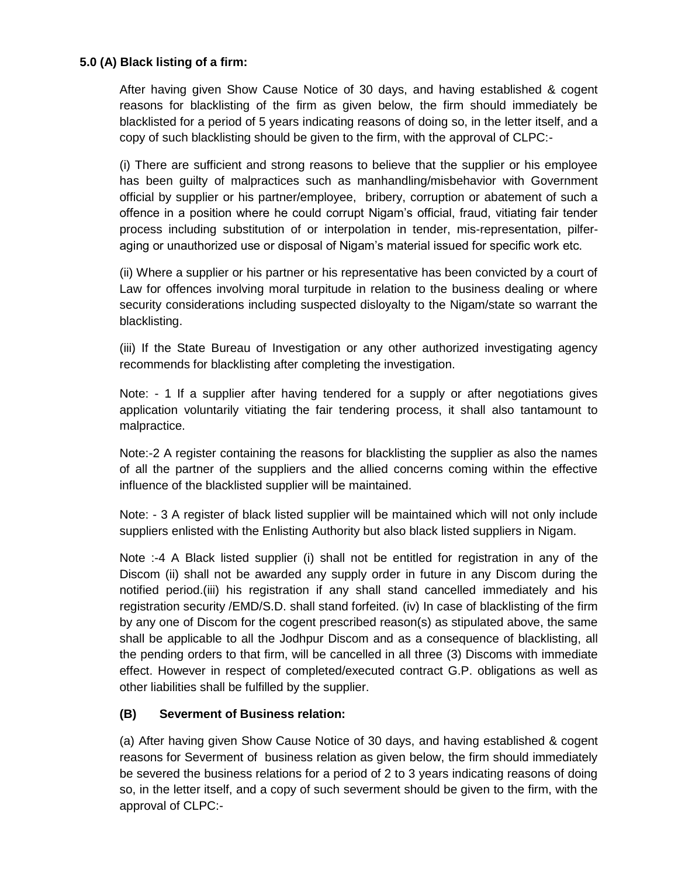**5.0 (A) Black listing of a firm:**

After having given Show Cause Notice of 30 days, and having established & cogent reasons for blacklisting of the firm as given below, the firm should immediately be blacklisted for a period of 5 years indicating reasons of doing so, in the letter itself, and a copy of such blacklisting should be given to the firm, with the approval of CLPC:-

(i) There are sufficient and strong reasons to believe that the supplier or his employee has been guilty of malpractices such as manhandling/misbehavior with Government official by supplier or his partner/employee, bribery, corruption or abatement of such a offence in a position where he could corrupt Nigam's official, fraud, vitiating fair tender process including substitution of or interpolation in tender, mis-representation, pilfer-aging or unauthorized use or disposal of Nigam's material issued for specific work etc.

(ii) Where a supplier or his partner or his representative has been convicted by a court of Law for offences involving moral turpitude in relation to the business dealing or where security considerations including suspected disloyalty to the Nigam/state so warrant the blacklisting.

(iii) If the State Bureau of Investigation or any other authorized investigating agency recommends for blacklisting after completing the investigation.

Note: - 1 If a supplier after having tendered for a supply or after negotiations gives application voluntarily vitiating the fair tendering process, it shall also tantamount to malpractice.

Note:-2 A register containing the reasons for blacklisting the supplier as also the names of all the partner of the suppliers and the allied concerns coming within the effective influence of the blacklisted supplier will be maintained.

Note: - 3 A register of black listed supplier will be maintained which will not only include suppliers enlisted with the Enlisting Authority but also black listed suppliers in Nigam.

Note :-4 A Black listed supplier (i) shall not be entitled for registration in any of the Discom (ii) shall not be awarded any supply order in future in any Discom during the notified period.(iii) his registration if any shall stand cancelled immediately and his registration security /EMD/S.D. shall stand forfeited. (iv) In case of blacklisting of the firm by any one of Discom for the cogent prescribed reason(s) as stipulated above, the same shall be applicable to all the Jodhpur Discom and as a consequence of blacklisting, all the pending orders to that firm, will be cancelled in all three (3) Discoms with immediate effect. However in respect of completed/executed contract G.P. obligations as well as other liabilities shall be fulfilled by the supplier.

**(B) Severment of Business relation:**

(a) After having given Show Cause Notice of 30 days, and having established & cogent reasons for Severment of business relation as given below, the firm should immediately be severed the business relations for a period of 2 to 3 years indicating reasons of doing so, in the letter itself, and a copy of such severment should be given to the firm, with the approval of CLPC:-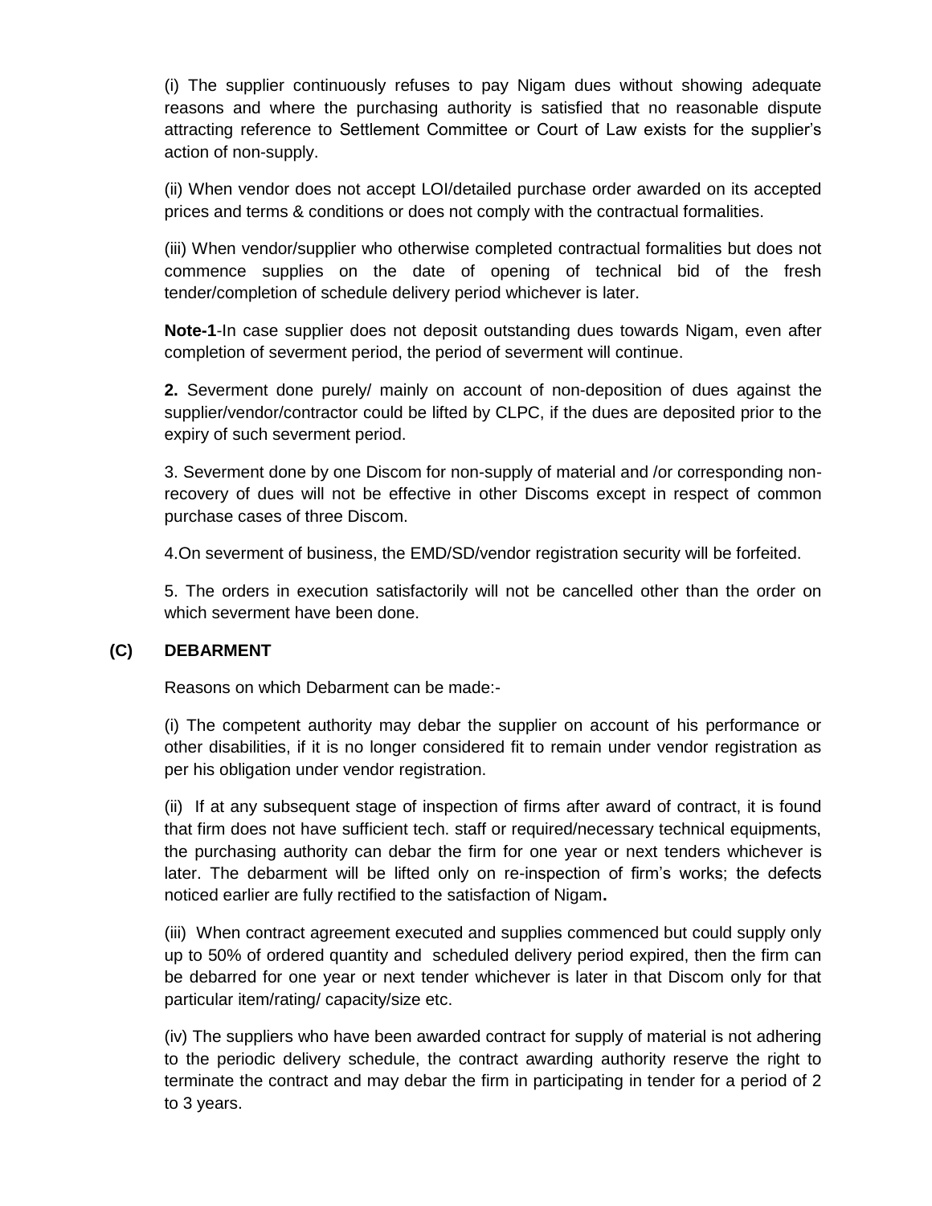(i) The supplier continuously refuses to pay Nigam dues without showing adequate reasons and where the purchasing authority is satisfied that no reasonable dispute attracting reference to Settlement Committee or Court of Law exists for the supplier's action of non-supply.

(ii) When vendor does not accept LOI/detailed purchase order awarded on its accepted prices and terms & conditions or does not comply with the contractual formalities.

(iii) When vendor/supplier who otherwise completed contractual formalities but does not commence supplies on the date of opening of technical bid of the fresh tender/completion of schedule delivery period whichever is later.

**Note-1**-In case supplier does not deposit outstanding dues towards Nigam, even after completion of severment period, the period of severment will continue.

**2.** Severment done purely/ mainly on account of non-deposition of dues against the supplier/vendor/contractor could be lifted by CLPC, if the dues are deposited prior to the expiry of such severment period.

3. Severment done by one Discom for non-supply of material and /or corresponding non-recovery of dues will not be effective in other Discoms except in respect of common purchase cases of three Discom.

4.On severment of business, the EMD/SD/vendor registration security will be forfeited.

5. The orders in execution satisfactorily will not be cancelled other than the order on which severment have been done.

**(C) DEBARMENT**

Reasons on which Debarment can be made:-

(i) The competent authority may debar the supplier on account of his performance or other disabilities, if it is no longer considered fit to remain under vendor registration as per his obligation under vendor registration.

(ii) If at any subsequent stage of inspection of firms after award of contract, it is found that firm does not have sufficient tech. staff or required/necessary technical equipments, the purchasing authority can debar the firm for one year or next tenders whichever is later. The debarment will be lifted only on re-inspection of firm's works; the defects noticed earlier are fully rectified to the satisfaction of Nigam**.**

(iii) When contract agreement executed and supplies commenced but could supply only up to 50% of ordered quantity and scheduled delivery period expired, then the firm can be debarred for one year or next tender whichever is later in that Discom only for that particular item/rating/ capacity/size etc.

(iv) The suppliers who have been awarded contract for supply of material is not adhering to the periodic delivery schedule, the contract awarding authority reserve the right to terminate the contract and may debar the firm in participating in tender for a period of 2 to 3 years.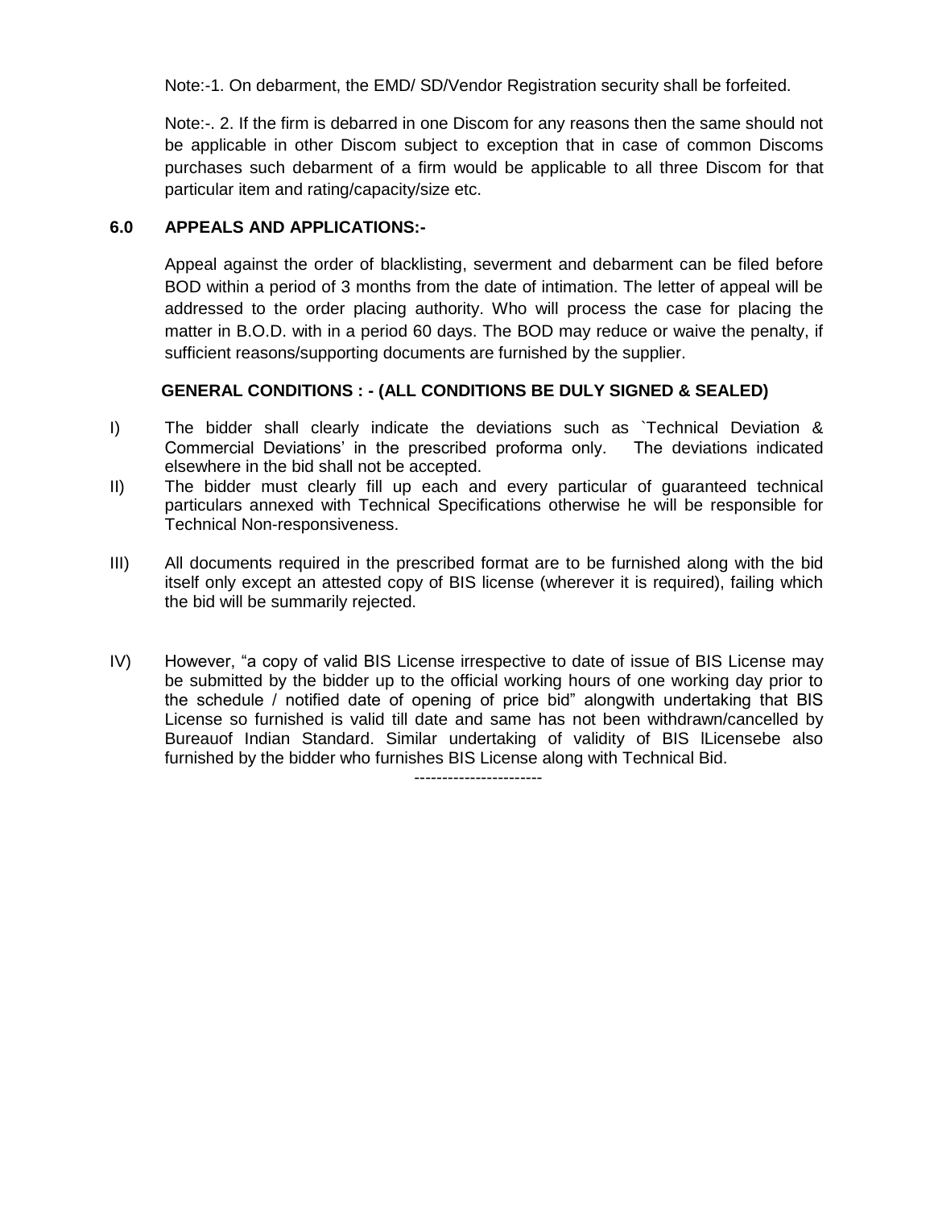Note:-1. On debarment, the EMD/ SD/Vendor Registration security shall be forfeited.

Note:-. 2. If the firm is debarred in one Discom for any reasons then the same should not be applicable in other Discom subject to exception that in case of common Discoms purchases such debarment of a firm would be applicable to all three Discom for that particular item and rating/capacity/size etc.

### 6.0 APPEALS AND APPLICATIONS:-

Appeal against the order of blacklisting, severment and debarment can be filed before BOD within a period of 3 months from the date of intimation. The letter of appeal will be addressed to the order placing authority. Who will process the case for placing the matter in B.O.D. with in a period 60 days. The BOD may reduce or waive the penalty, if sufficient reasons/supporting documents are furnished by the supplier.

**GENERAL CONDITIONS : - (ALL CONDITIONS BE DULY SIGNED & SEALED)**

I) The bidder shall clearly indicate the deviations such as `Technical Deviation & Commercial Deviations' in the prescribed proforma only. The deviations indicated elsewhere in the bid shall not be accepted.

II) The bidder must clearly fill up each and every particular of guaranteed technical particulars annexed with Technical Specifications otherwise he will be responsible for Technical Non-responsiveness.

III) All documents required in the prescribed format are to be furnished along with the bid itself only except an attested copy of BIS license (wherever it is required), failing which the bid will be summarily rejected.

IV) However, "a copy of valid BIS License irrespective to date of issue of BIS License may be submitted by the bidder up to the official working hours of one working day prior to the schedule / notified date of opening of price bid" alongwith undertaking that BIS License so furnished is valid till date and same has not been withdrawn/cancelled by Bureauof Indian Standard. Similar undertaking of validity of BIS lLicensebe also furnished by the bidder who furnishes BIS License along with Technical Bid.

-----------------------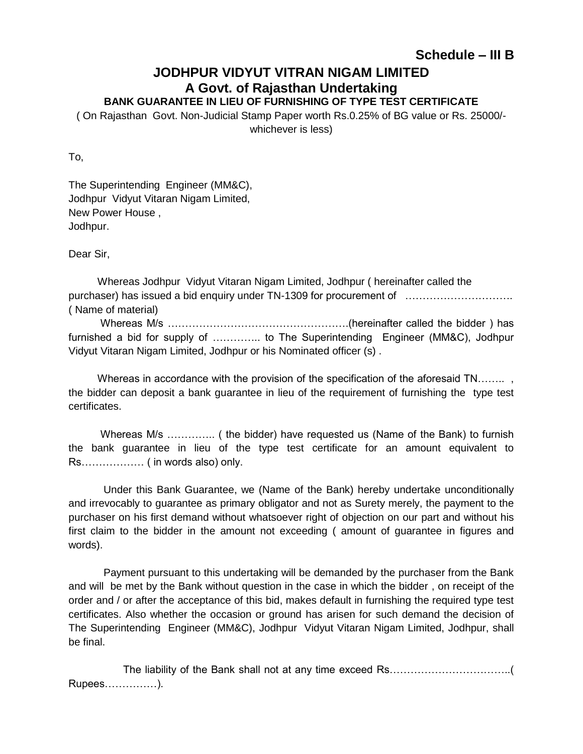**Schedule – III B**

# JODHPUR VIDYUT VITRAN NIGAM LIMITED

## A Govt. of Rajasthan Undertaking

### BANK GUARANTEE IN LIEU OF FURNISHING OF TYPE TEST CERTIFICATE

( On Rajasthan Govt. Non-Judicial Stamp Paper worth Rs.0.25% of BG value or Rs. 25000/- whichever is less)

To,

The Superintending Engineer (MM&C),
Jodhpur Vidyut Vitaran Nigam Limited,
New Power House ,
Jodhpur.

Dear Sir,

Whereas Jodhpur Vidyut Vitaran Nigam Limited, Jodhpur ( hereinafter called the purchaser) has issued a bid enquiry under TN-1309 for procurement of …………………………. ( Name of material)

Whereas M/s …………………………………………….(hereinafter called the bidder ) has furnished a bid for supply of ………….. to The Superintending Engineer (MM&C), Jodhpur Vidyut Vitaran Nigam Limited, Jodhpur or his Nominated officer (s) .

Whereas in accordance with the provision of the specification of the aforesaid TN…….. , the bidder can deposit a bank guarantee in lieu of the requirement of furnishing the type test certificates.

Whereas M/s ………….. ( the bidder) have requested us (Name of the Bank) to furnish the bank guarantee in lieu of the type test certificate for an amount equivalent to Rs……………… ( in words also) only.

Under this Bank Guarantee, we (Name of the Bank) hereby undertake unconditionally and irrevocably to guarantee as primary obligator and not as Surety merely, the payment to the purchaser on his first demand without whatsoever right of objection on our part and without his first claim to the bidder in the amount not exceeding ( amount of guarantee in figures and words).

Payment pursuant to this undertaking will be demanded by the purchaser from the Bank and will be met by the Bank without question in the case in which the bidder , on receipt of the order and / or after the acceptance of this bid, makes default in furnishing the required type test certificates. Also whether the occasion or ground has arisen for such demand the decision of The Superintending Engineer (MM&C), Jodhpur Vidyut Vitaran Nigam Limited, Jodhpur, shall be final.

The liability of the Bank shall not at any time exceed Rs……………………………..( Rupees……………).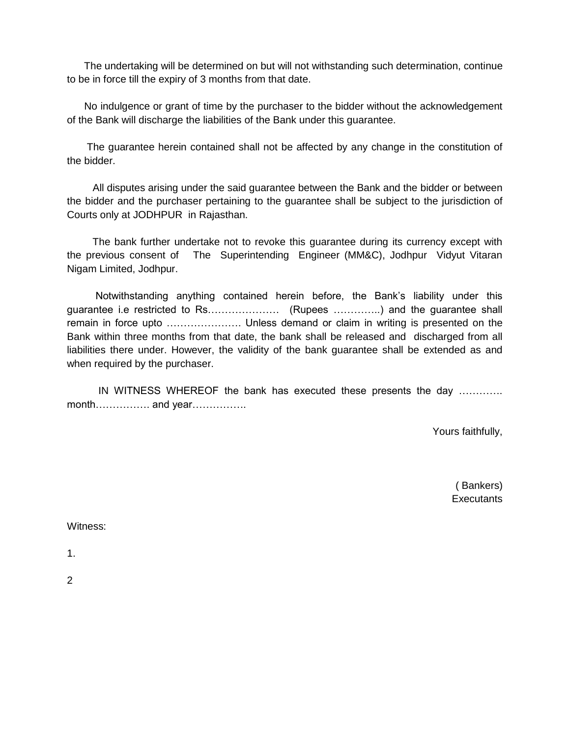The undertaking will be determined on but will not withstanding such determination, continue to be in force till the expiry of 3 months from that date.

No indulgence or grant of time by the purchaser to the bidder without the acknowledgement of the Bank will discharge the liabilities of the Bank under this guarantee.

The guarantee herein contained shall not be affected by any change in the constitution of the bidder.

All disputes arising under the said guarantee between the Bank and the bidder or between the bidder and the purchaser pertaining to the guarantee shall be subject to the jurisdiction of Courts only at JODHPUR in Rajasthan.

The bank further undertake not to revoke this guarantee during its currency except with the previous consent of The Superintending Engineer (MM&C), Jodhpur Vidyut Vitaran Nigam Limited, Jodhpur.

Notwithstanding anything contained herein before, the Bank's liability under this guarantee i.e restricted to Rs………………… (Rupees …………..) and the guarantee shall remain in force upto …………………. Unless demand or claim in writing is presented on the Bank within three months from that date, the bank shall be released and discharged from all liabilities there under. However, the validity of the bank guarantee shall be extended as and when required by the purchaser.

IN WITNESS WHEREOF the bank has executed these presents the day …………. month……………. and year…………….

Yours faithfully,

( Bankers)
Executants

Witness:

1.

2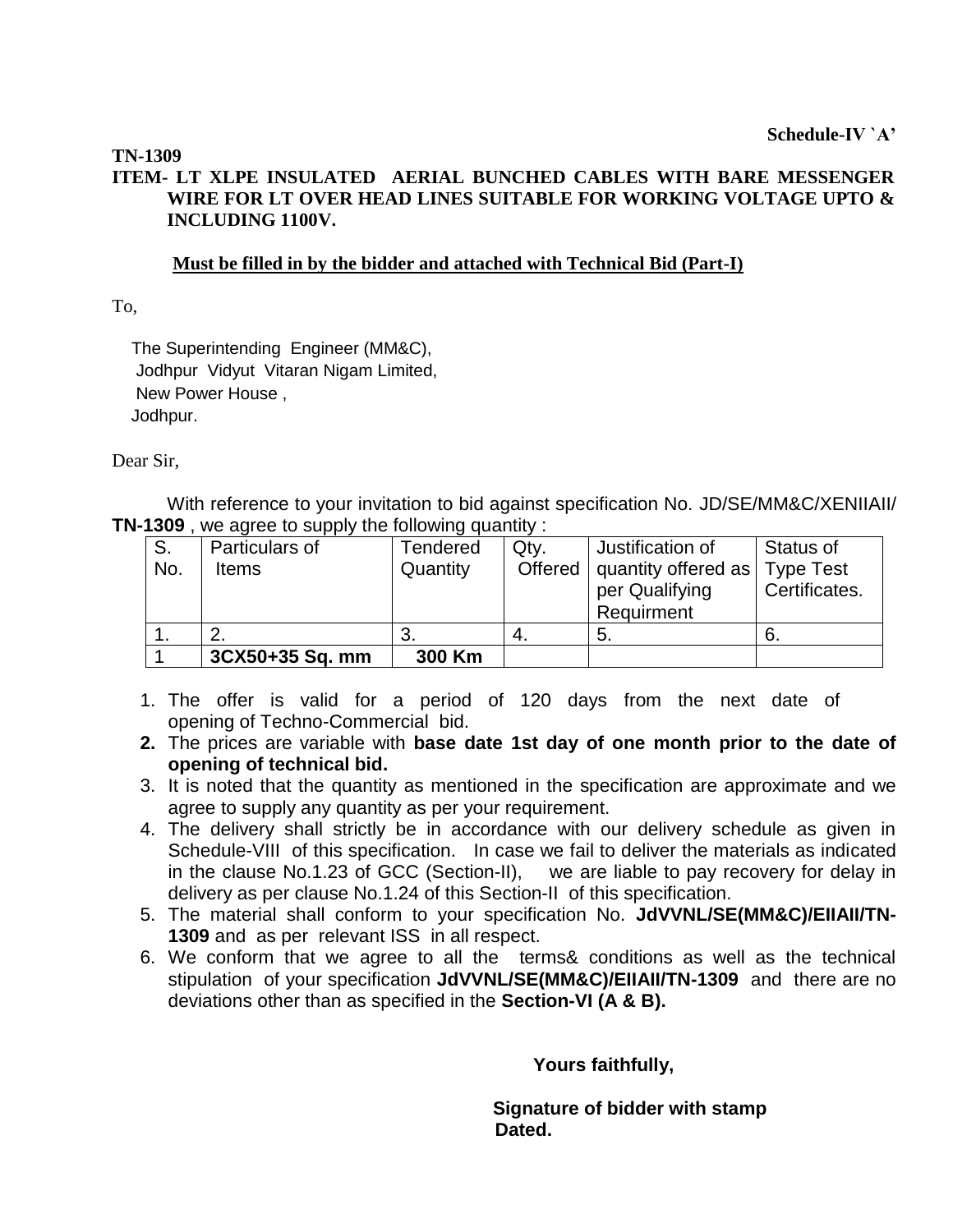**Schedule-IV `A'**

**TN-1309**

**ITEM- LT XLPE INSULATED AERIAL BUNCHED CABLES WITH BARE MESSENGER WIRE FOR LT OVER HEAD LINES SUITABLE FOR WORKING VOLTAGE UPTO & INCLUDING 1100V.**

**Must be filled in by the bidder and attached with Technical Bid (Part-I)**

To,

The Superintending Engineer (MM&C),
Jodhpur Vidyut Vitaran Nigam Limited,
New Power House ,
Jodhpur.

Dear Sir,

With reference to your invitation to bid against specification No. JD/SE/MM&C/XENIIAII/ **TN-1309** , we agree to supply the following quantity :

| S. No. | Particulars of Items | Tendered Quantity | Qty. Offered | Justification of quantity offered as per Qualifying Requirment | Status of Type Test Certificates. |
|---|---|---|---|---|---|
| 1. | 2. | 3. | 4. | 5. | 6. |
| 1 | **3CX50+35 Sq. mm** | **300 Km** | | | |

1. The offer is valid for a period of 120 days from the next date of opening of Techno-Commercial bid.
2. **The prices are variable with base date 1st day of one month prior to the date of opening of technical bid.**
3. It is noted that the quantity as mentioned in the specification are approximate and we agree to supply any quantity as per your requirement.
4. The delivery shall strictly be in accordance with our delivery schedule as given in Schedule-VIII of this specification. In case we fail to deliver the materials as indicated in the clause No.1.23 of GCC (Section-II), we are liable to pay recovery for delay in delivery as per clause No.1.24 of this Section-II of this specification.
5. The material shall conform to your specification No. **JdVVNL/SE(MM&C)/EIIAII/TN-1309** and as per relevant ISS in all respect.
6. We conform that we agree to all the terms& conditions as well as the technical stipulation of your specification **JdVVNL/SE(MM&C)/EIIAII/TN-1309** and there are no deviations other than as specified in the **Section-VI (A & B).**

**Yours faithfully,**

**Signature of bidder with stamp**
**Dated.**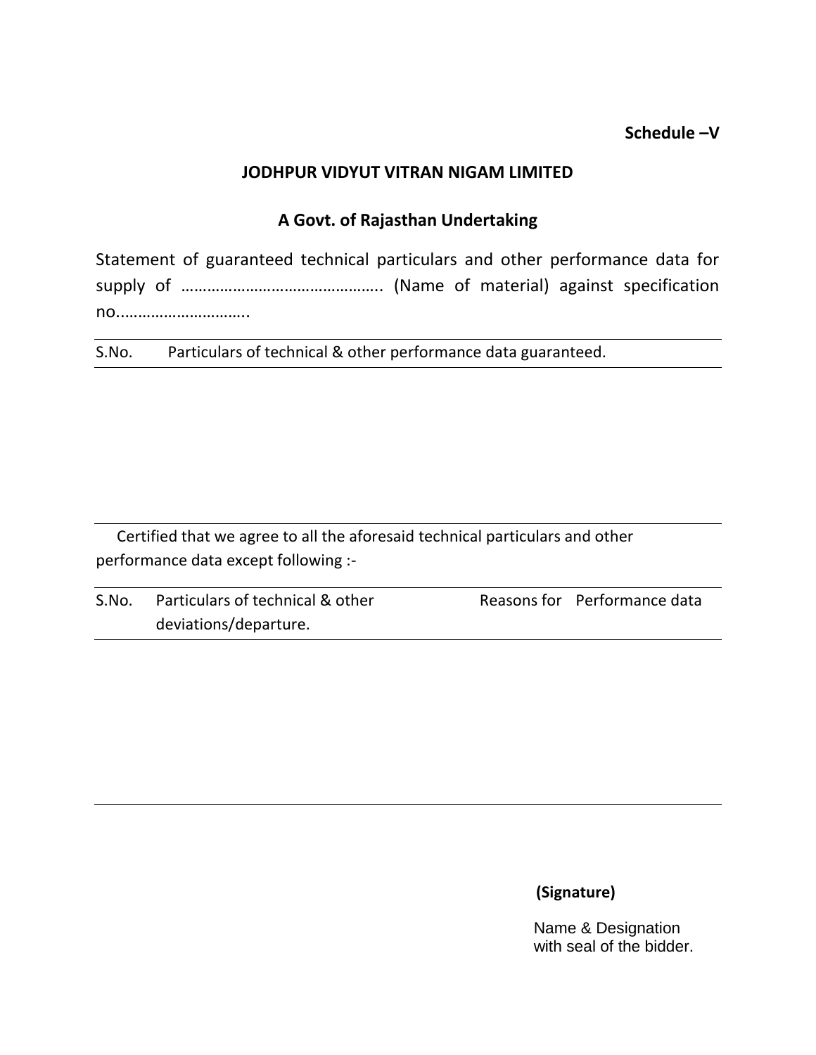**Schedule –V**

**JODHPUR VIDYUT VITRAN NIGAM LIMITED**

**A Govt. of Rajasthan Undertaking**

Statement of guaranteed technical particulars and other performance data for supply of ……………………………………….. (Name of material) against specification no.…………………………..

| S.No. | Particulars of technical & other performance data guaranteed. |
|---|---|
| | |

Certified that we agree to all the aforesaid technical particulars and other performance data except following :-

| S.No. | Particulars of technical & other deviations/departure. | Reasons for | Performance data |
|---|---|---|---|
| | | | |

**(Signature)**

Name & Designation with seal of the bidder.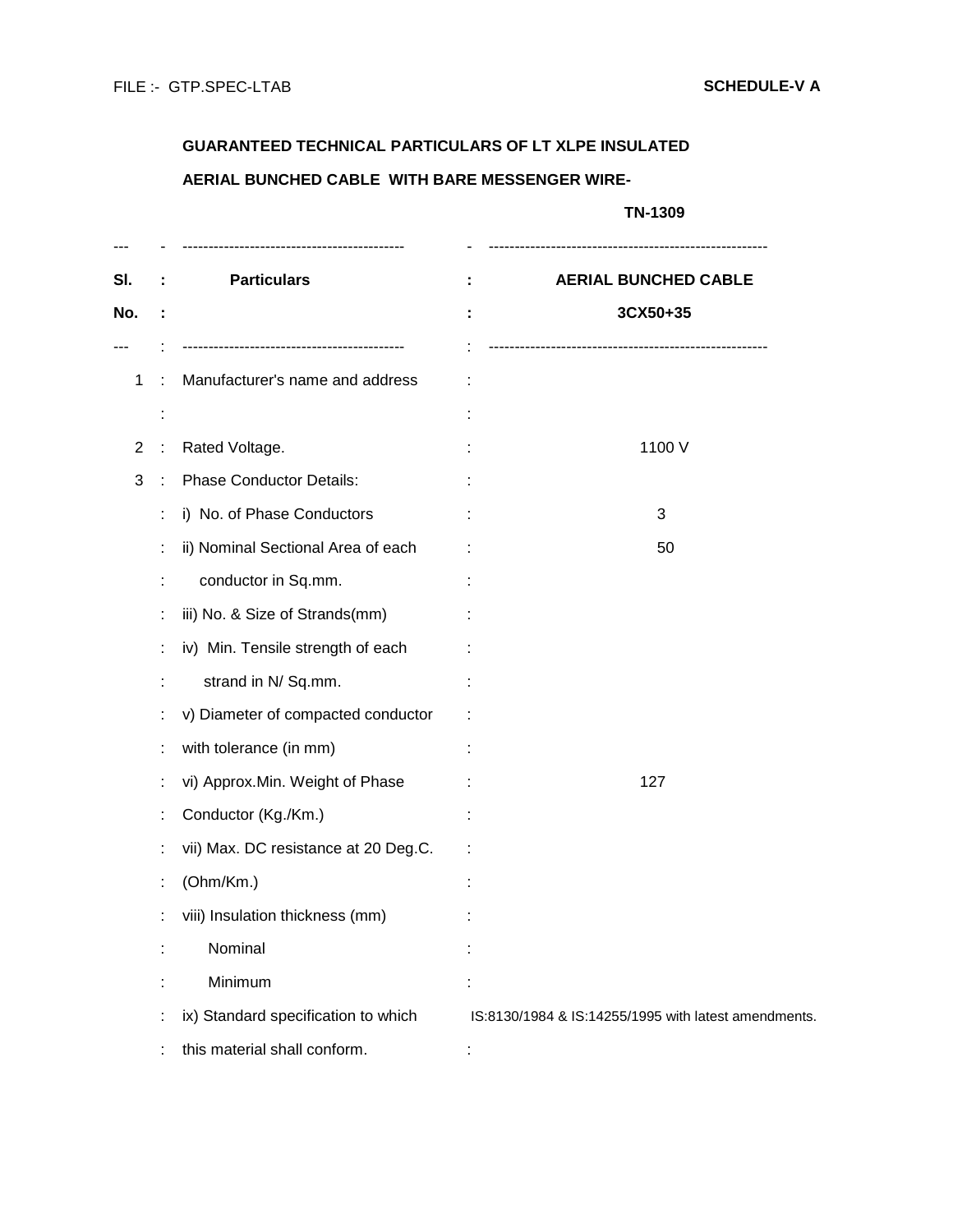FILE :- GTP.SPEC-LTAB **SCHEDULE-V A**

**GUARANTEED TECHNICAL PARTICULARS OF LT XLPE INSULATED AERIAL BUNCHED CABLE WITH BARE MESSENGER WIRE-**

**TN-1309**

| Sl. No. | Particulars | AERIAL BUNCHED CABLE 3CX50+35 |
|---|---|---|
| 1 | Manufacturer's name and address | |
| 2 | Rated Voltage. | 1100 V |
| 3 | Phase Conductor Details: | |
| | i) No. of Phase Conductors | 3 |
| | ii) Nominal Sectional Area of each conductor in Sq.mm. | 50 |
| | iii) No. & Size of Strands(mm) | |
| | iv) Min. Tensile strength of each strand in N/ Sq.mm. | |
| | v) Diameter of compacted conductor with tolerance (in mm) | |
| | vi) Approx.Min. Weight of Phase Conductor (Kg./Km.) | 127 |
| | vii) Max. DC resistance at 20 Deg.C. (Ohm/Km.) | |
| | viii) Insulation thickness (mm) | |
| | Nominal | |
| | Minimum | |
| | ix) Standard specification to which this material shall conform. | IS:8130/1984 & IS:14255/1995 with latest amendments. |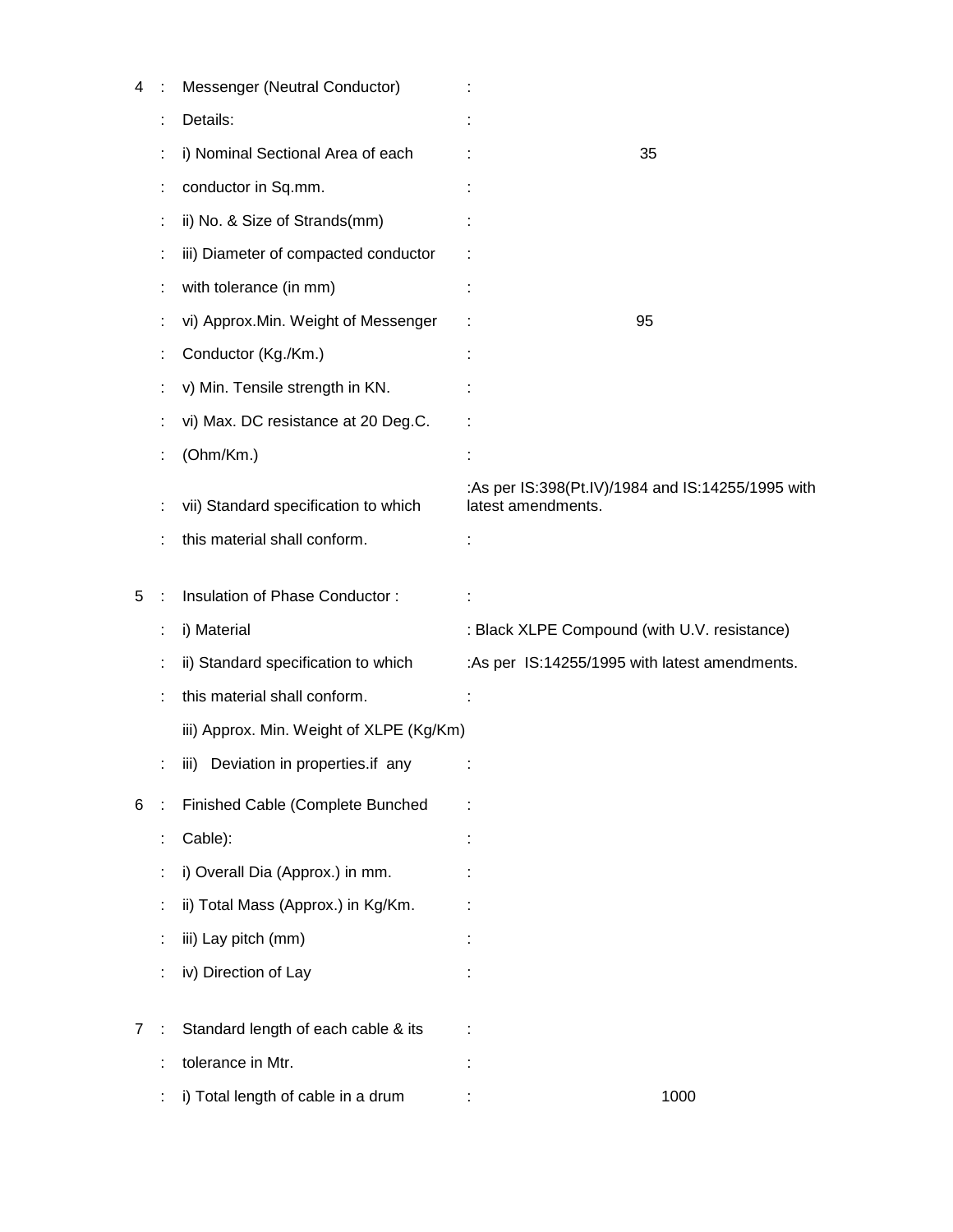| | | | |
|---|---|---|---|
| 4 | : | Messenger (Neutral Conductor) | : |
| | : | Details: | : |
| | : | i) Nominal Sectional Area of each | : 35 |
| | : | conductor in Sq.mm. | : |
| | : | ii) No. & Size of Strands(mm) | : |
| | : | iii) Diameter of compacted conductor | : |
| | : | with tolerance (in mm) | : |
| | : | vi) Approx.Min. Weight of Messenger | : 95 |
| | : | Conductor (Kg./Km.) | : |
| | : | v) Min. Tensile strength in KN. | : |
| | : | vi) Max. DC resistance at 20 Deg.C. | : |
| | : | (Ohm/Km.) | : |
| | : | vii) Standard specification to which | :As per IS:398(Pt.IV)/1984 and IS:14255/1995 with latest amendments. |
| | : | this material shall conform. | : |
| 5 | : | Insulation of Phase Conductor : | : |
| | : | i) Material | : Black XLPE Compound (with U.V. resistance) |
| | : | ii) Standard specification to which | :As per IS:14255/1995 with latest amendments. |
| | : | this material shall conform. | : |
| | | iii) Approx. Min. Weight of XLPE (Kg/Km) | |
| | : | iii) Deviation in properties.if any | : |
| 6 | : | Finished Cable (Complete Bunched | : |
| | : | Cable): | : |
| | : | i) Overall Dia (Approx.) in mm. | : |
| | : | ii) Total Mass (Approx.) in Kg/Km. | : |
| | : | iii) Lay pitch (mm) | : |
| | : | iv) Direction of Lay | : |
| 7 | : | Standard length of each cable & its | : |
| | : | tolerance in Mtr. | : |
| | : | i) Total length of cable in a drum | : 1000 |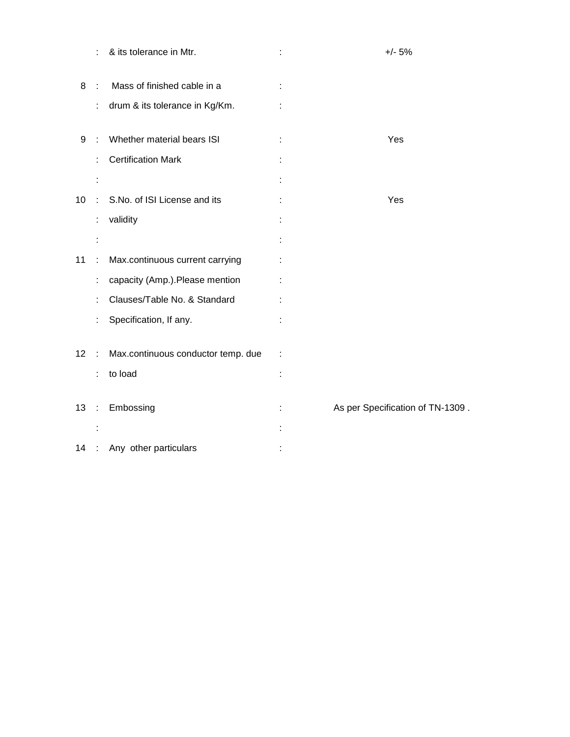| S.No. | | Particulars | | Details |
|---|---|---|---|---|
| | : | & its tolerance in Mtr. | : | +/- 5% |
| 8 | : | Mass of finished cable in a drum & its tolerance in Kg/Km. | : | |
| 9 | : | Whether material bears ISI Certification Mark | : | Yes |
| 10 | : | S.No. of ISI License and its validity | : | Yes |
| 11 | : | Max.continuous current carrying capacity (Amp.).Please mention Clauses/Table No. & Standard Specification, If any. | : | |
| 12 | : | Max.continuous conductor temp. due to load | : | |
| 13 | : | Embossing | : | As per Specification of TN-1309 . |
| 14 | : | Any other particulars | : | |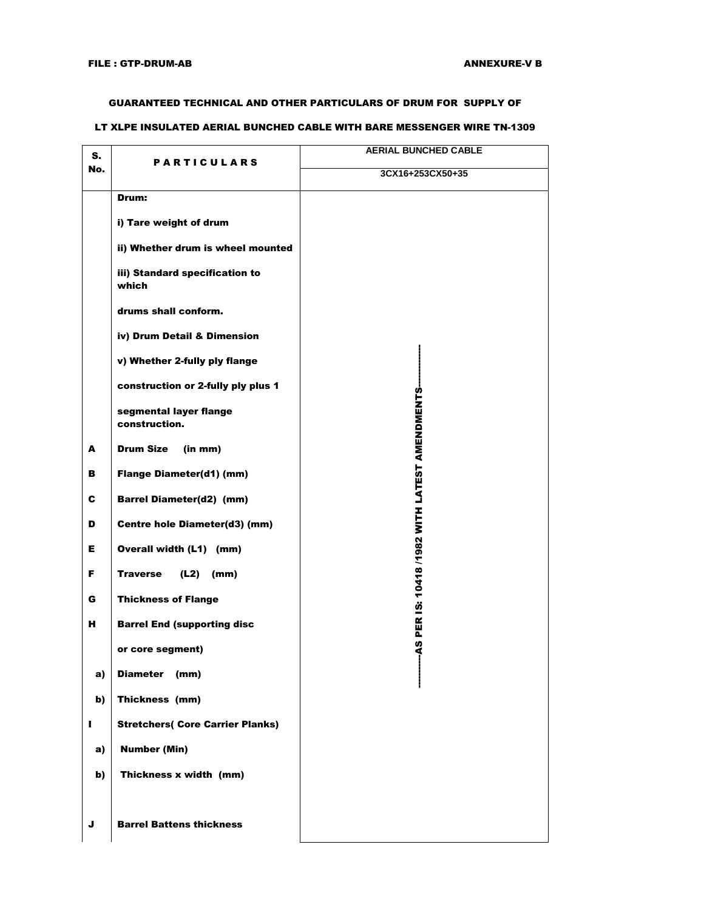FILE : GTP-DRUM-AB　　　　　　　　　　　　　　　　　　　　　　　　　　　　ANNEXURE-V B

**GUARANTEED TECHNICAL AND OTHER PARTICULARS OF DRUM FOR SUPPLY OF**

**LT XLPE INSULATED AERIAL BUNCHED CABLE WITH BARE MESSENGER WIRE TN-1309**

| S. No. | PARTICULARS | AERIAL BUNCHED CABLE |
|---|---|---|
| | | 3CX16+253CX50+35 |
| | **Drum:** | ----------AS PER IS: 10418 /1982 WITH LATEST AMENDMENTS---------- |
| | i) Tare weight of drum | |
| | ii) Whether drum is wheel mounted | |
| | iii) Standard specification to which drums shall conform. | |
| | iv) Drum Detail & Dimension | |
| | v) Whether 2-fully ply flange construction or 2-fully ply plus 1 segmental layer flange construction. | |
| A | Drum Size (in mm) | |
| B | Flange Diameter(d1) (mm) | |
| C | Barrel Diameter(d2) (mm) | |
| D | Centre hole Diameter(d3) (mm) | |
| E | Overall width (L1) (mm) | |
| F | Traverse (L2) (mm) | |
| G | Thickness of Flange | |
| H | Barrel End (supporting disc or core segment) | |
| a) | Diameter (mm) | |
| b) | Thickness (mm) | |
| I | Stretchers( Core Carrier Planks) | |
| a) | Number (Min) | |
| b) | Thickness x width (mm) | |
| J | Barrel Battens thickness | |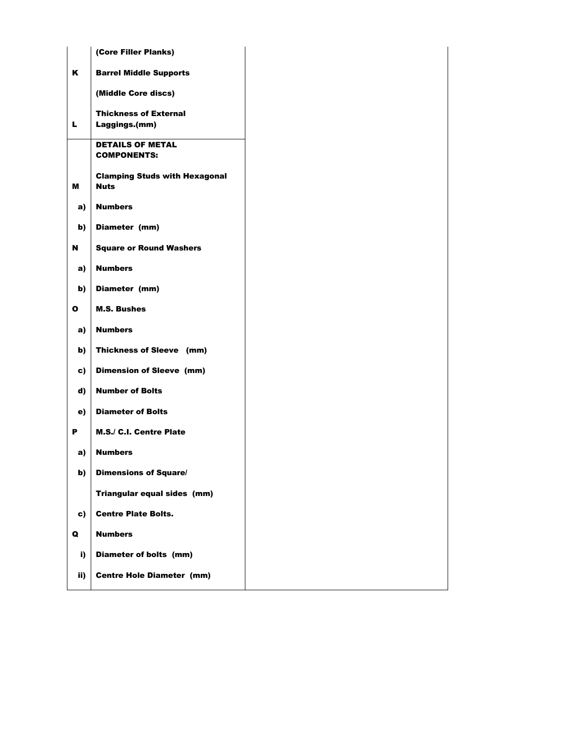| | | |
|---|---|---|
| | **(Core Filler Planks)** | |
| **K** | **Barrel Middle Supports** | |
| | **(Middle Core discs)** | |
| **L** | **Thickness of External Laggings.(mm)** | |
| | **DETAILS OF METAL COMPONENTS:** | |
| **M** | **Clamping Studs with Hexagonal Nuts** | |
| **a)** | **Numbers** | |
| **b)** | **Diameter (mm)** | |
| **N** | **Square or Round Washers** | |
| **a)** | **Numbers** | |
| **b)** | **Diameter (mm)** | |
| **O** | **M.S. Bushes** | |
| **a)** | **Numbers** | |
| **b)** | **Thickness of Sleeve (mm)** | |
| **c)** | **Dimension of Sleeve (mm)** | |
| **d)** | **Number of Bolts** | |
| **e)** | **Diameter of Bolts** | |
| **P** | **M.S./ C.I. Centre Plate** | |
| **a)** | **Numbers** | |
| **b)** | **Dimensions of Square/** | |
| | **Triangular equal sides (mm)** | |
| **c)** | **Centre Plate Bolts.** | |
| **Q** | **Numbers** | |
| **i)** | **Diameter of bolts (mm)** | |
| **ii)** | **Centre Hole Diameter (mm)** | |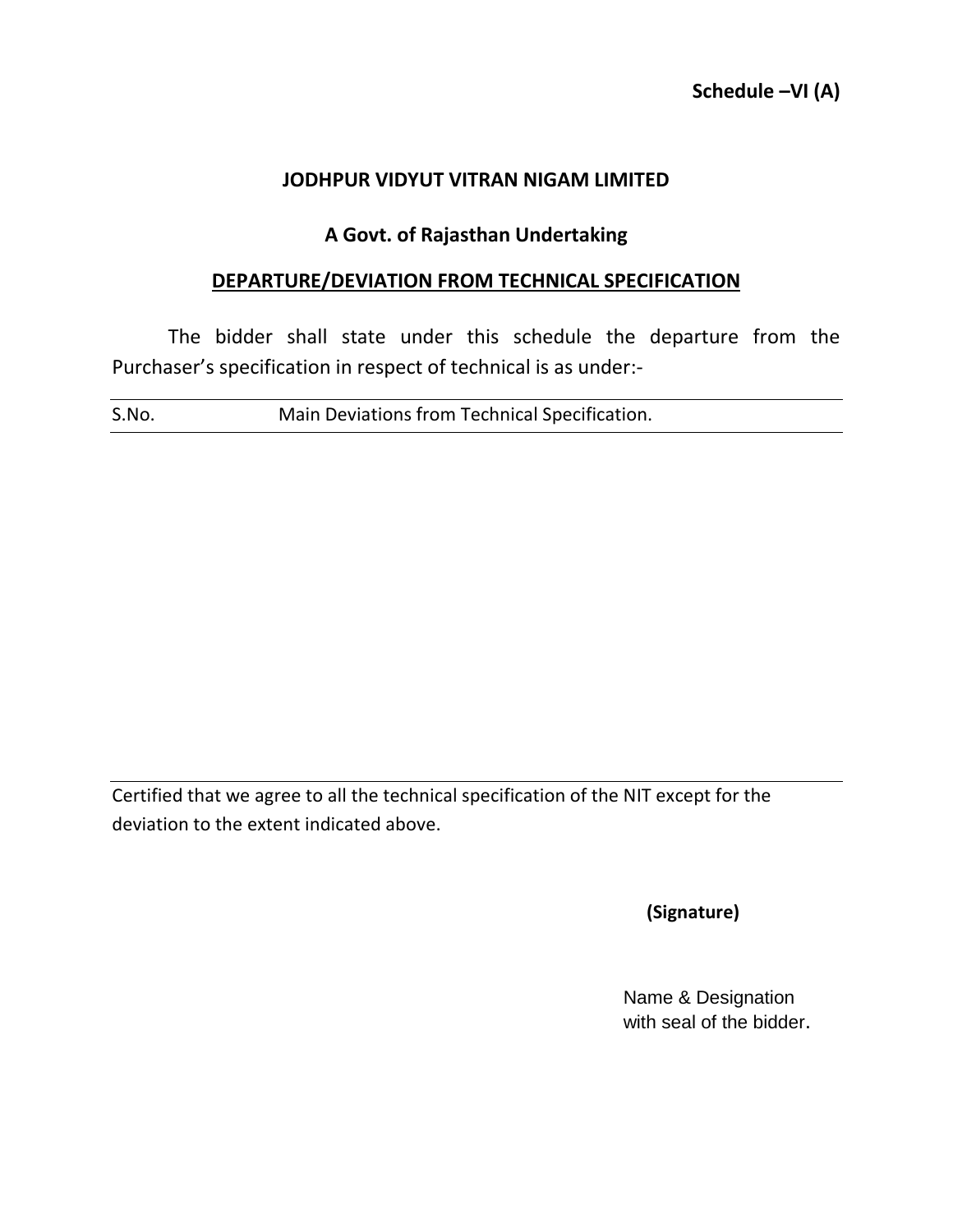**Schedule –VI (A)**

**JODHPUR VIDYUT VITRAN NIGAM LIMITED**

**A Govt. of Rajasthan Undertaking**

**DEPARTURE/DEVIATION FROM TECHNICAL SPECIFICATION**

The bidder shall state under this schedule the departure from the Purchaser's specification in respect of technical is as under:-

| S.No. | Main Deviations from Technical Specification. |
|---|---|
| | |

Certified that we agree to all the technical specification of the NIT except for the deviation to the extent indicated above.

**(Signature)**

Name & Designation
with seal of the bidder.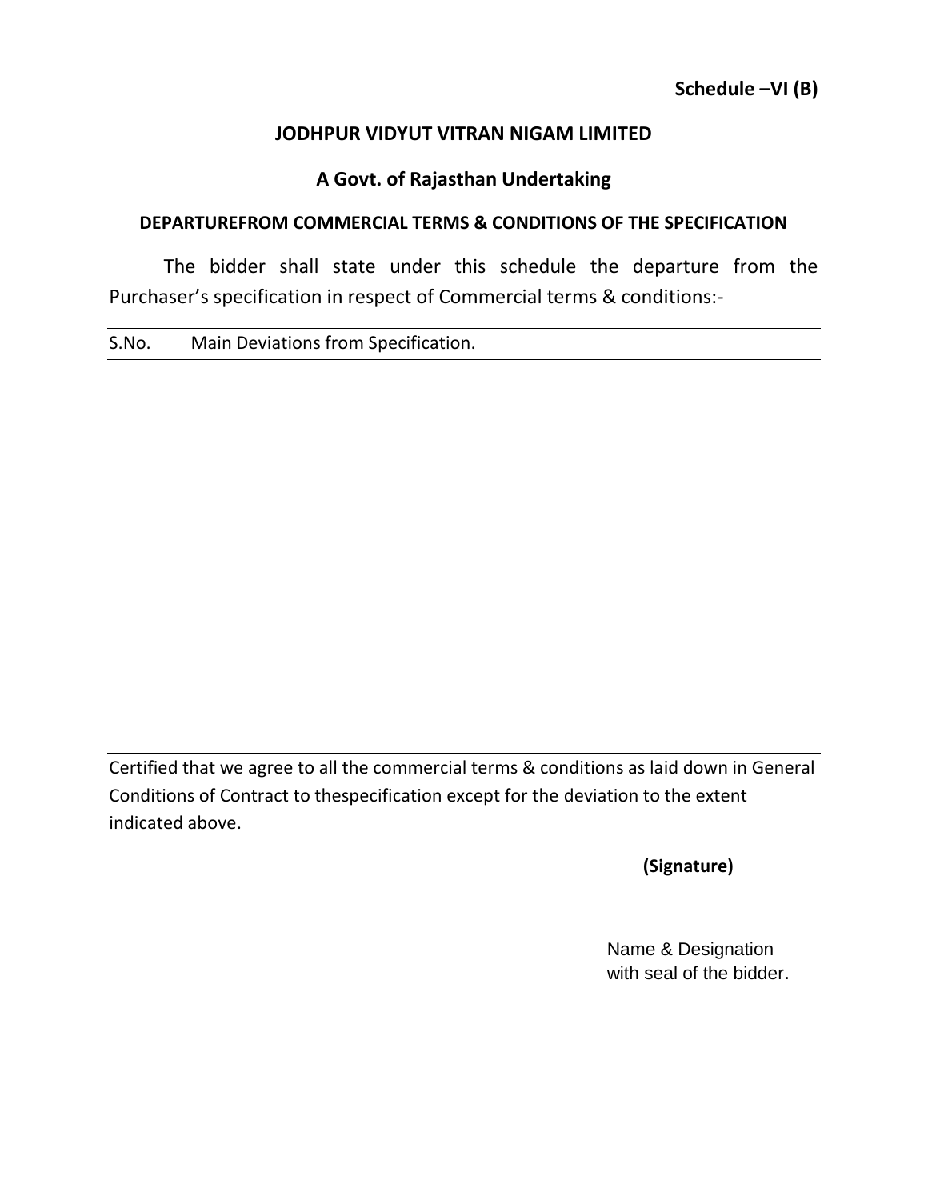**Schedule –VI (B)**

**JODHPUR VIDYUT VITRAN NIGAM LIMITED**

**A Govt. of Rajasthan Undertaking**

**DEPARTUREFROM COMMERCIAL TERMS & CONDITIONS OF THE SPECIFICATION**

The bidder shall state under this schedule the departure from the Purchaser's specification in respect of Commercial terms & conditions:-

| S.No. | Main Deviations from Specification. |
|---|---|
| | |

Certified that we agree to all the commercial terms & conditions as laid down in General Conditions of Contract to thespecification except for the deviation to the extent indicated above.

**(Signature)**

Name & Designation
with seal of the bidder.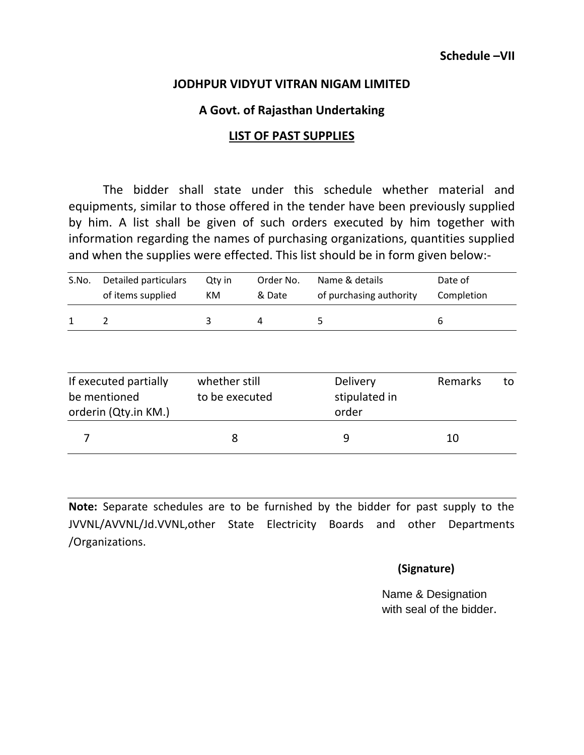**Schedule –VII**

**JODHPUR VIDYUT VITRAN NIGAM LIMITED**

**A Govt. of Rajasthan Undertaking**

**LIST OF PAST SUPPLIES**

The bidder shall state under this schedule whether material and equipments, similar to those offered in the tender have been previously supplied by him. A list shall be given of such orders executed by him together with information regarding the names of purchasing organizations, quantities supplied and when the supplies were effected. This list should be in form given below:-

| S.No. | Detailed particulars of items supplied | Qty in KM | Order No. & Date | Name & details of purchasing authority | Date of Completion |
|---|---|---|---|---|---|
| 1 | 2 | 3 | 4 | 5 | 6 |

| If executed partially be mentioned orderin (Qty.in KM.) | whether still to be executed | Delivery stipulated in order | Remarks to |
|---|---|---|---|
| 7 | 8 | 9 | 10 |

**Note:** Separate schedules are to be furnished by the bidder for past supply to the JVVNL/AVVNL/Jd.VVNL,other State Electricity Boards and other Departments /Organizations.

**(Signature)**

Name & Designation
with seal of the bidder.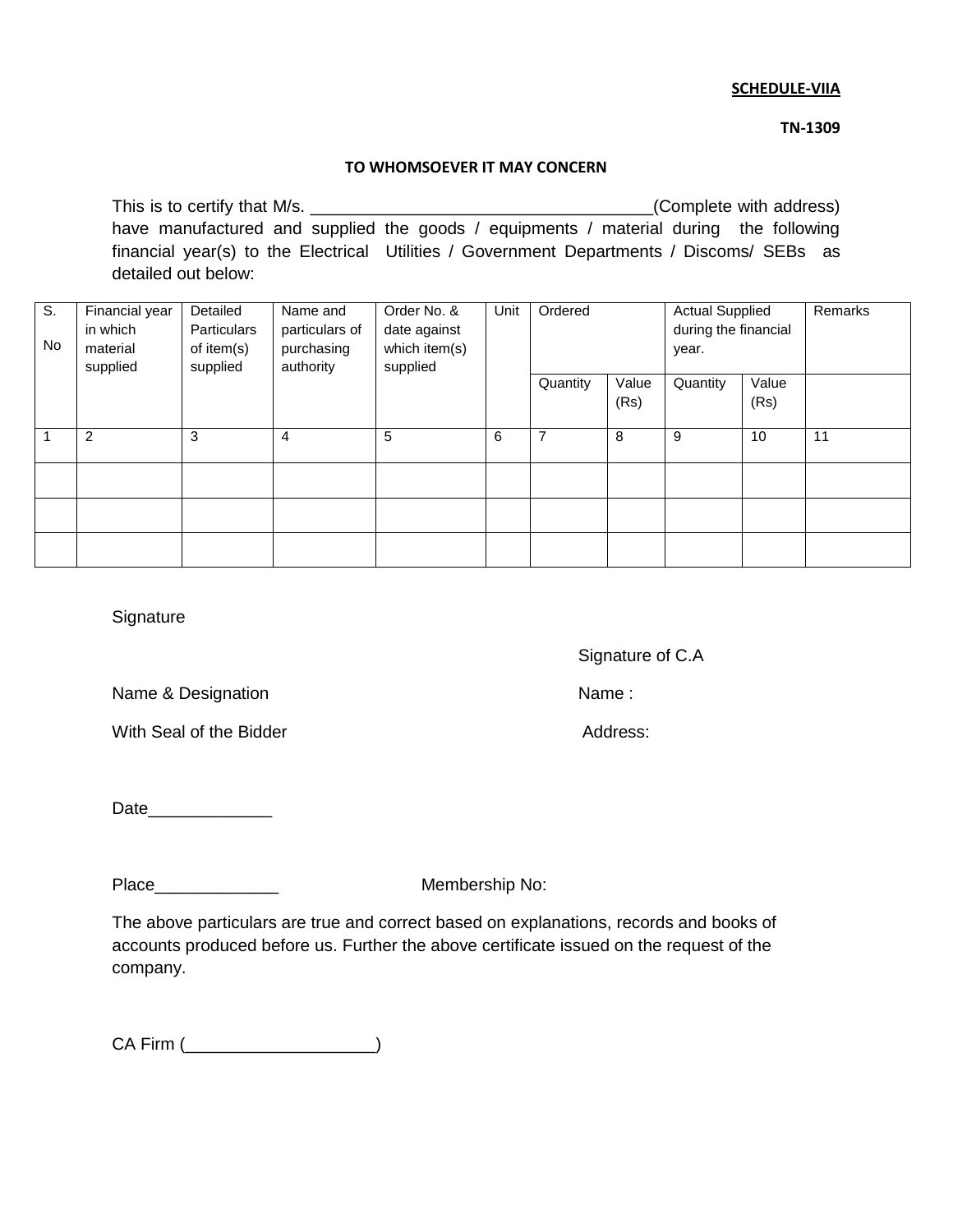**SCHEDULE-VIIA**

**TN-1309**

**TO WHOMSOEVER IT MAY CONCERN**

This is to certify that M/s. ___________________________________(Complete with address) have manufactured and supplied the goods / equipments / material during the following financial year(s) to the Electrical Utilities / Government Departments / Discoms/ SEBs as detailed out below:

| S. No | Financial year in which material supplied | Detailed Particulars of item(s) supplied | Name and particulars of purchasing authority | Order No. & date against which item(s) supplied | Unit | Ordered | | Actual Supplied during the financial year. | | Remarks |
|---|---|---|---|---|---|---|---|---|---|---|
| | | | | | | Quantity | Value (Rs) | Quantity | Value (Rs) | |
| 1 | 2 | 3 | 4 | 5 | 6 | 7 | 8 | 9 | 10 | 11 |
| | | | | | | | | | | |
| | | | | | | | | | | |
| | | | | | | | | | | |

Signature

Signature of C.A

Name & Designation

Name :

With Seal of the Bidder

Address:

Date_____________

Place_____________

Membership No:

The above particulars are true and correct based on explanations, records and books of accounts produced before us. Further the above certificate issued on the request of the company.

CA Firm (___________________)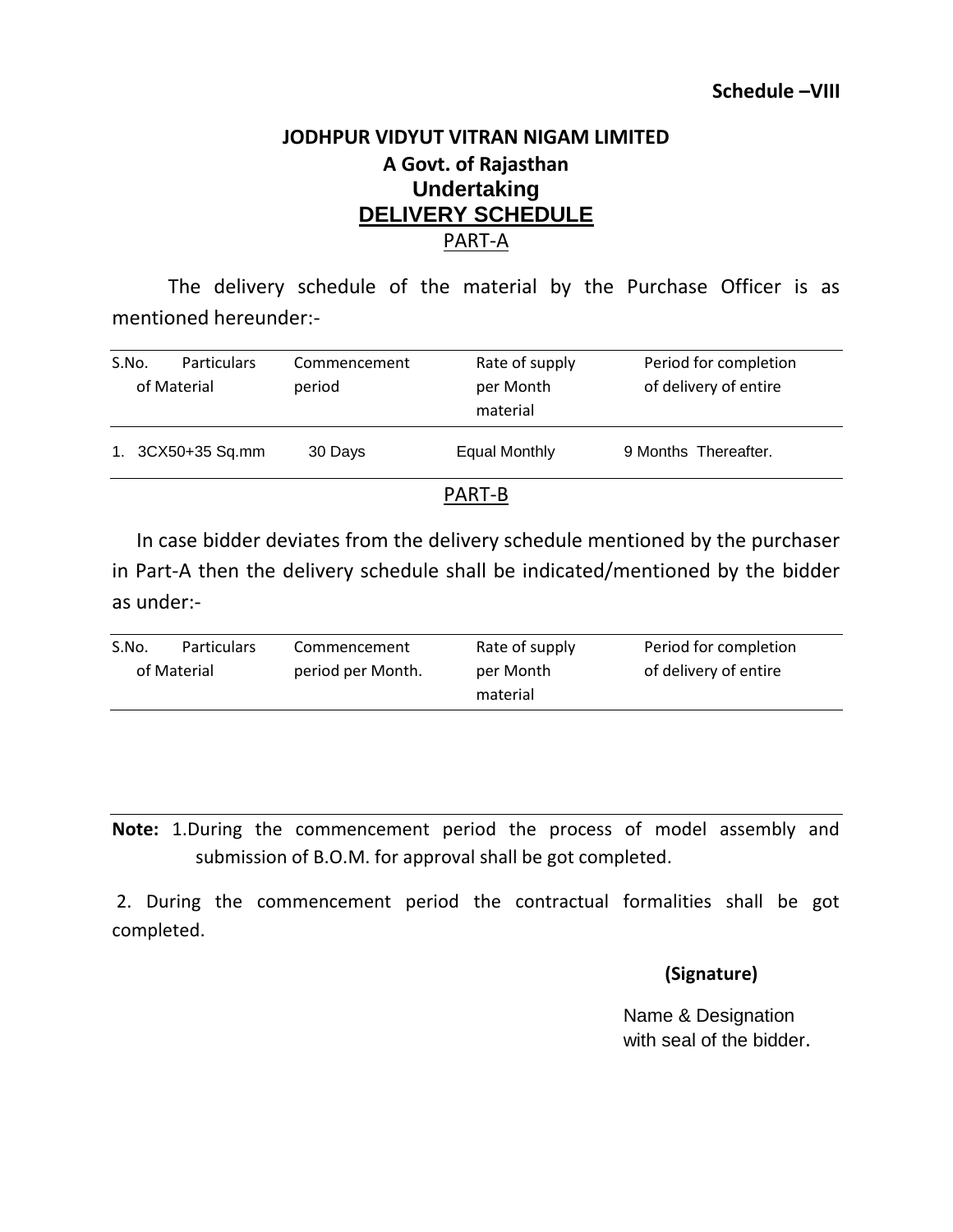**Schedule –VIII**

**JODHPUR VIDYUT VITRAN NIGAM LIMITED**
**A Govt. of Rajasthan**
**Undertaking**

## DELIVERY SCHEDULE

PART-A

The delivery schedule of the material by the Purchase Officer is as mentioned hereunder:-

| S.No. | Particulars of Material | Commencement period | Rate of supply per Month material | Period for completion of delivery of entire |
|---|---|---|---|---|
| 1. | 3CX50+35 Sq.mm | 30 Days | Equal Monthly | 9 Months Thereafter. |

PART-B

In case bidder deviates from the delivery schedule mentioned by the purchaser in Part-A then the delivery schedule shall be indicated/mentioned by the bidder as under:-

| S.No. | Particulars of Material | Commencement period per Month. | Rate of supply per Month material | Period for completion of delivery of entire |
|---|---|---|---|---|
| | | | | |

**Note:** 1.During the commencement period the process of model assembly and submission of B.O.M. for approval shall be got completed.

2. During the commencement period the contractual formalities shall be got completed.

**(Signature)**

Name & Designation
with seal of the bidder.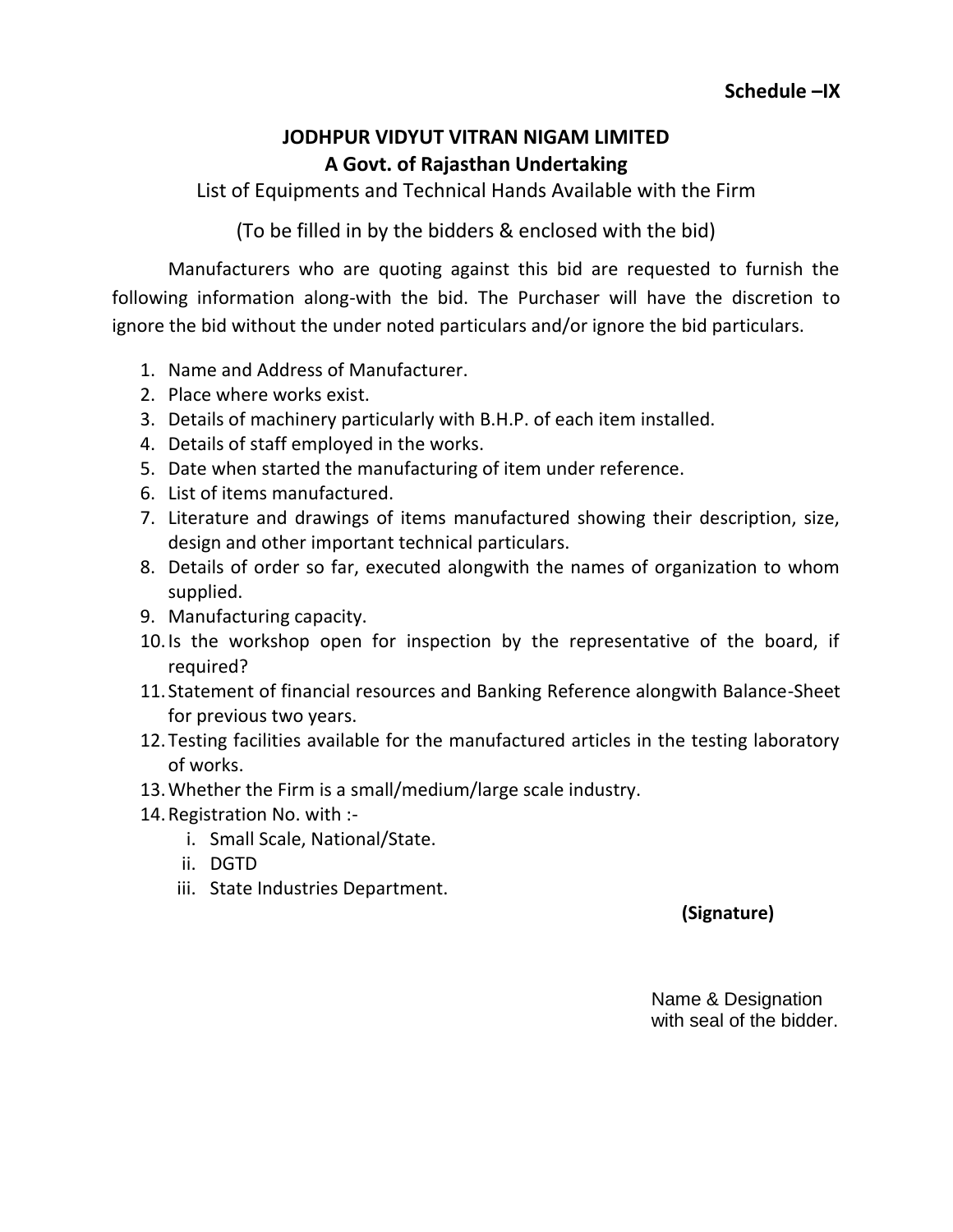**Schedule –IX**

**JODHPUR VIDYUT VITRAN NIGAM LIMITED**
**A Govt. of Rajasthan Undertaking**

List of Equipments and Technical Hands Available with the Firm

(To be filled in by the bidders & enclosed with the bid)

Manufacturers who are quoting against this bid are requested to furnish the following information along-with the bid. The Purchaser will have the discretion to ignore the bid without the under noted particulars and/or ignore the bid particulars.

1. Name and Address of Manufacturer.
2. Place where works exist.
3. Details of machinery particularly with B.H.P. of each item installed.
4. Details of staff employed in the works.
5. Date when started the manufacturing of item under reference.
6. List of items manufactured.
7. Literature and drawings of items manufactured showing their description, size, design and other important technical particulars.
8. Details of order so far, executed alongwith the names of organization to whom supplied.
9. Manufacturing capacity.
10. Is the workshop open for inspection by the representative of the board, if required?
11. Statement of financial resources and Banking Reference alongwith Balance-Sheet for previous two years.
12. Testing facilities available for the manufactured articles in the testing laboratory of works.
13. Whether the Firm is a small/medium/large scale industry.
14. Registration No. with :-
    1. Small Scale, National/State.
    2. DGTD
    3. State Industries Department.

**(Signature)**

Name & Designation
with seal of the bidder.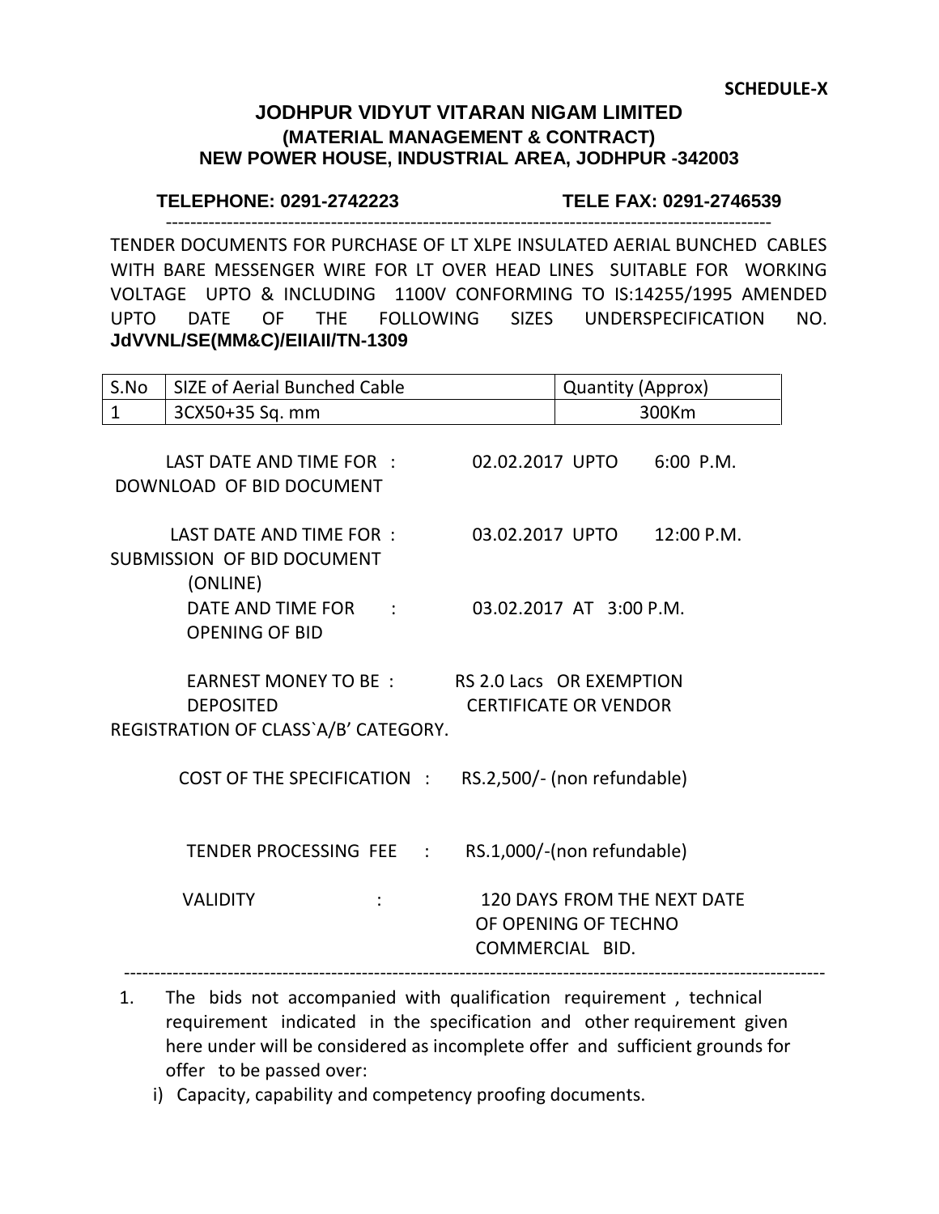**SCHEDULE-X**

# JODHPUR VIDYUT VITARAN NIGAM LIMITED

## (MATERIAL MANAGEMENT & CONTRACT)

## NEW POWER HOUSE, INDUSTRIAL AREA, JODHPUR -342003

**TELEPHONE: 0291-2742223** **TELE FAX: 0291-2746539**

---

TENDER DOCUMENTS FOR PURCHASE OF LT XLPE INSULATED AERIAL BUNCHED CABLES WITH BARE MESSENGER WIRE FOR LT OVER HEAD LINES SUITABLE FOR WORKING VOLTAGE UPTO & INCLUDING 1100V CONFORMING TO IS:14255/1995 AMENDED UPTO DATE OF THE FOLLOWING SIZES UNDERSPECIFICATION NO. **JdVVNL/SE(MM&C)/EIIAII/TN-1309**

| S.No | SIZE of Aerial Bunched Cable | Quantity (Approx) |
|---|---|---|
| 1 | 3CX50+35 Sq. mm | 300Km |

LAST DATE AND TIME FOR DOWNLOAD OF BID DOCUMENT : 02.02.2017 UPTO 6:00 P.M.

LAST DATE AND TIME FOR SUBMISSION OF BID DOCUMENT (ONLINE) : 03.02.2017 UPTO 12:00 P.M.

DATE AND TIME FOR OPENING OF BID : 03.02.2017 AT 3:00 P.M.

EARNEST MONEY TO BE DEPOSITED : RS 2.0 Lacs OR EXEMPTION CERTIFICATE OR VENDOR REGISTRATION OF CLASS`A/B' CATEGORY.

COST OF THE SPECIFICATION : RS.2,500/- (non refundable)

TENDER PROCESSING FEE : RS.1,000/-(non refundable)

VALIDITY : 120 DAYS FROM THE NEXT DATE OF OPENING OF TECHNO COMMERCIAL BID.

---

1. The bids not accompanied with qualification requirement , technical requirement indicated in the specification and other requirement given here under will be considered as incomplete offer and sufficient grounds for offer to be passed over:
   i) Capacity, capability and competency proofing documents.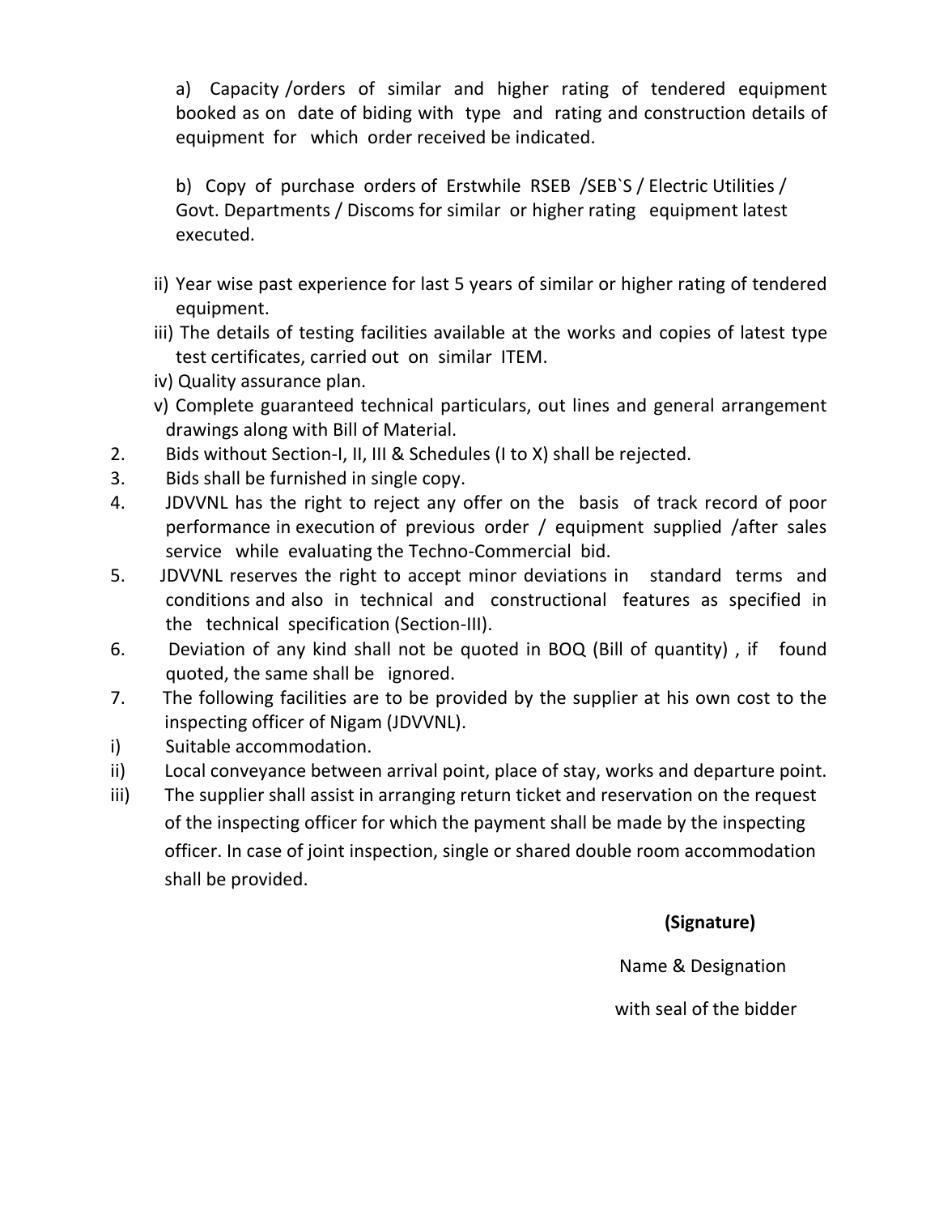a) Capacity /orders of similar and higher rating of tendered equipment booked as on date of biding with type and rating and construction details of equipment for which order received be indicated.

b) Copy of purchase orders of Erstwhile RSEB /SEB`S / Electric Utilities / Govt. Departments / Discoms for similar or higher rating equipment latest executed.

ii) Year wise past experience for last 5 years of similar or higher rating of tendered equipment.

iii) The details of testing facilities available at the works and copies of latest type test certificates, carried out on similar ITEM.

iv) Quality assurance plan.

v) Complete guaranteed technical particulars, out lines and general arrangement drawings along with Bill of Material.

2. Bids without Section-I, II, III & Schedules (I to X) shall be rejected.

3. Bids shall be furnished in single copy.

4. JDVVNL has the right to reject any offer on the basis of track record of poor performance in execution of previous order / equipment supplied /after sales service while evaluating the Techno-Commercial bid.

5. JDVVNL reserves the right to accept minor deviations in standard terms and conditions and also in technical and constructional features as specified in the technical specification (Section-III).

6. Deviation of any kind shall not be quoted in BOQ (Bill of quantity) , if found quoted, the same shall be ignored.

7. The following facilities are to be provided by the supplier at his own cost to the inspecting officer of Nigam (JDVVNL).

i) Suitable accommodation.

ii) Local conveyance between arrival point, place of stay, works and departure point.

iii) The supplier shall assist in arranging return ticket and reservation on the request of the inspecting officer for which the payment shall be made by the inspecting officer. In case of joint inspection, single or shared double room accommodation shall be provided.

**(Signature)**

Name & Designation

with seal of the bidder